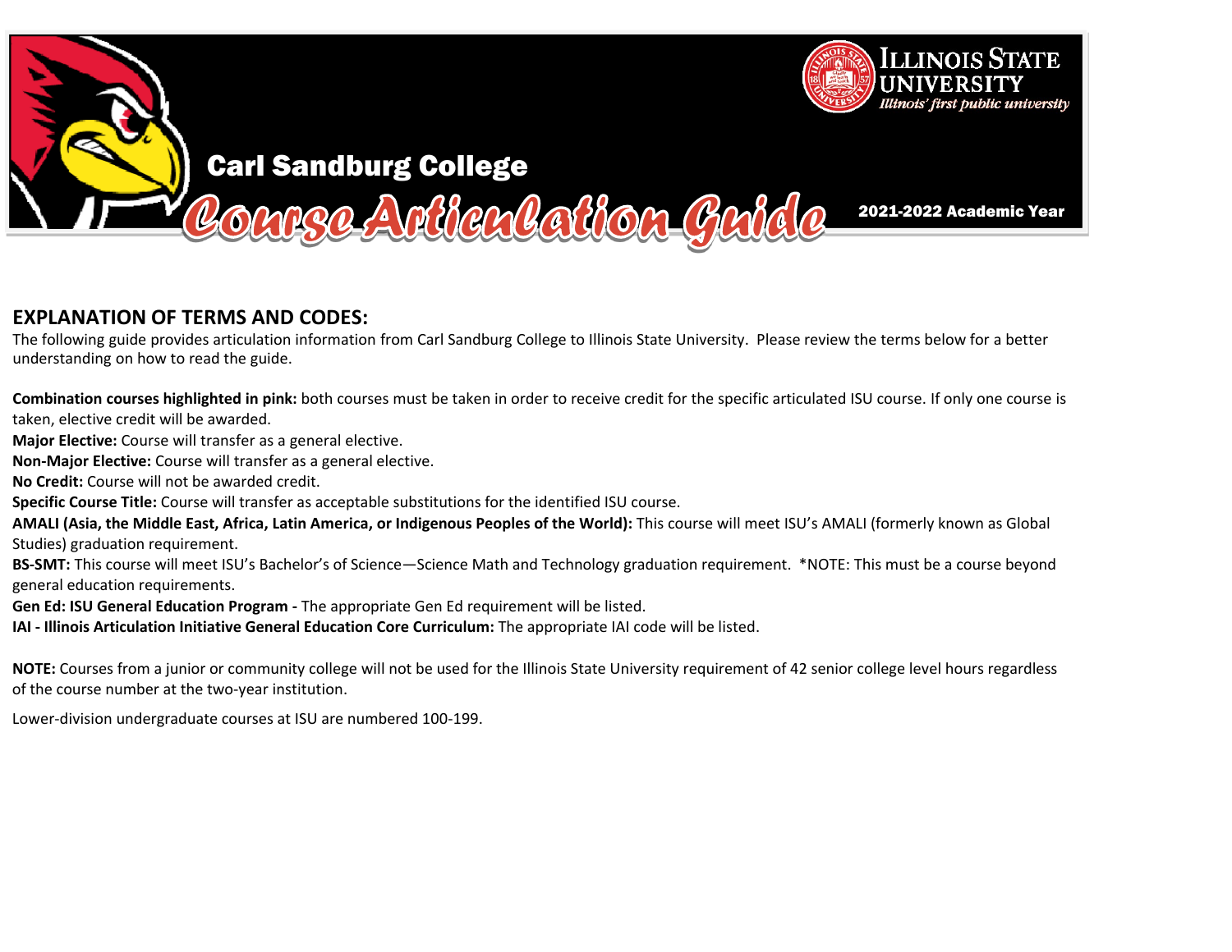Illinois State University

Illinois' first public university

# Carl Sandburg College

# Course Articulation Guide

2021-2022 Academic Year

## EXPLANATION OF TERMS AND CODES:

The following guide provides articulation information from Carl Sandburg College to Illinois State University. Please review the terms below for a better understanding on how to read the guide.

**Combination courses highlighted in pink:** both courses must be taken in order to receive credit for the specific articulated ISU course. If only one course is taken, elective credit will be awarded.

**Major Elective:** Course will transfer as a general elective.

**Non-Major Elective:** Course will transfer as a general elective.

**No Credit:** Course will not be awarded credit.

**Specific Course Title:** Course will transfer as acceptable substitutions for the identified ISU course.

**AMALI (Asia, the Middle East, Africa, Latin America, or Indigenous Peoples of the World):** This course will meet ISU's AMALI (formerly known as Global Studies) graduation requirement.

**BS-SMT:** This course will meet ISU's Bachelor's of Science—Science Math and Technology graduation requirement. *NOTE: This must be a course beyond general education requirements.

**Gen Ed: ISU General Education Program -** The appropriate Gen Ed requirement will be listed.

**IAI - Illinois Articulation Initiative General Education Core Curriculum:** The appropriate IAI code will be listed.

**NOTE:** Courses from a junior or community college will not be used for the Illinois State University requirement of 42 senior college level hours regardless of the course number at the two-year institution.

Lower-division undergraduate courses at ISU are numbered 100-199.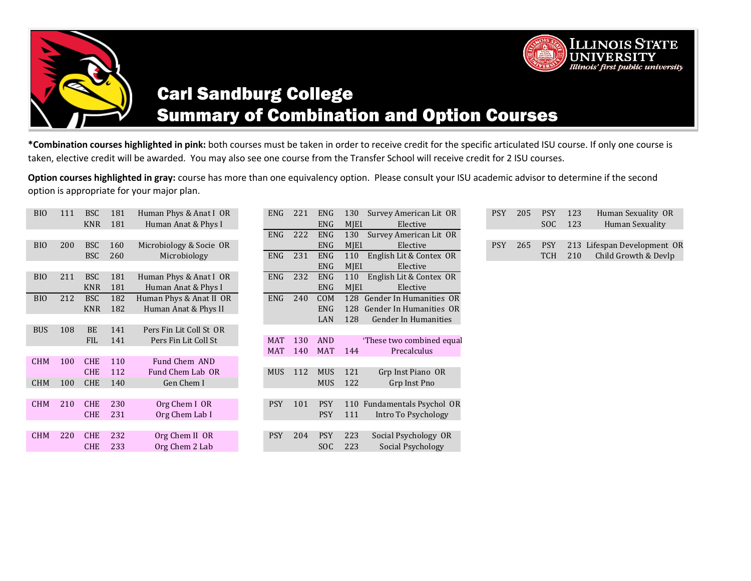# Carl Sandburg College
## Summary of Combination and Option Courses

**\*Combination courses highlighted in pink:** both courses must be taken in order to receive credit for the specific articulated ISU course. If only one course is taken, elective credit will be awarded. You may also see one course from the Transfer School will receive credit for 2 ISU courses.

**Option courses highlighted in gray:** course has more than one equivalency option. Please consult your ISU academic advisor to determine if the second option is appropriate for your major plan.

| Transfer Subject | Transfer Number | ISU Subject | ISU Number | ISU Title |
|---|---|---|---|---|
| BIO | 111 | BSC | 181 | Human Phys & Anat I OR |
| | | KNR | 181 | Human Anat & Phys I |
| BIO | 200 | BSC | 160 | Microbiology & Socie OR |
| | | BSC | 260 | Microbiology |
| BIO | 211 | BSC | 181 | Human Phys & Anat I OR |
| | | KNR | 181 | Human Anat & Phys I |
| BIO | 212 | BSC | 182 | Human Phys & Anat II OR |
| | | KNR | 182 | Human Anat & Phys II |
| BUS | 108 | BE | 141 | Pers Fin Lit Coll St OR |
| | | FIL | 141 | Pers Fin Lit Coll St |
| CHM | 100 | CHE | 110 | Fund Chem AND |
| | | CHE | 112 | Fund Chem Lab OR |
| CHM | 100 | CHE | 140 | Gen Chem I |
| CHM | 210 | CHE | 230 | Org Chem I OR |
| | | CHE | 231 | Org Chem Lab I |
| CHM | 220 | CHE | 232 | Org Chem II OR |
| | | CHE | 233 | Org Chem 2 Lab |
| ENG | 221 | ENG | 130 | Survey American Lit OR |
| | | ENG | MJEI | Elective |
| ENG | 222 | ENG | 130 | Survey American Lit OR |
| | | ENG | MJEI | Elective |
| ENG | 231 | ENG | 110 | English Lit & Contex OR |
| | | ENG | MJEI | Elective |
| ENG | 232 | ENG | 110 | English Lit & Contex OR |
| | | ENG | MJEI | Elective |
| ENG | 240 | COM | 128 | Gender In Humanities OR |
| | | ENG | 128 | Gender In Humanities OR |
| | | LAN | 128 | Gender In Humanities |
| MAT | 130 | AND | | 'These two combined equal |
| MAT | 140 | MAT | 144 | Precalculus |
| MUS | 112 | MUS | 121 | Grp Inst Piano OR |
| | | MUS | 122 | Grp Inst Pno |
| PSY | 101 | PSY | 110 | Fundamentals Psychol OR |
| | | PSY | 111 | Intro To Psychology |
| PSY | 204 | PSY | 223 | Social Psychology OR |
| | | SOC | 223 | Social Psychology |
| PSY | 205 | PSY | 123 | Human Sexuality OR |
| | | SOC | 123 | Human Sexuality |
| PSY | 265 | PSY | 213 | Lifespan Development OR |
| | | TCH | 210 | Child Growth & Devlp |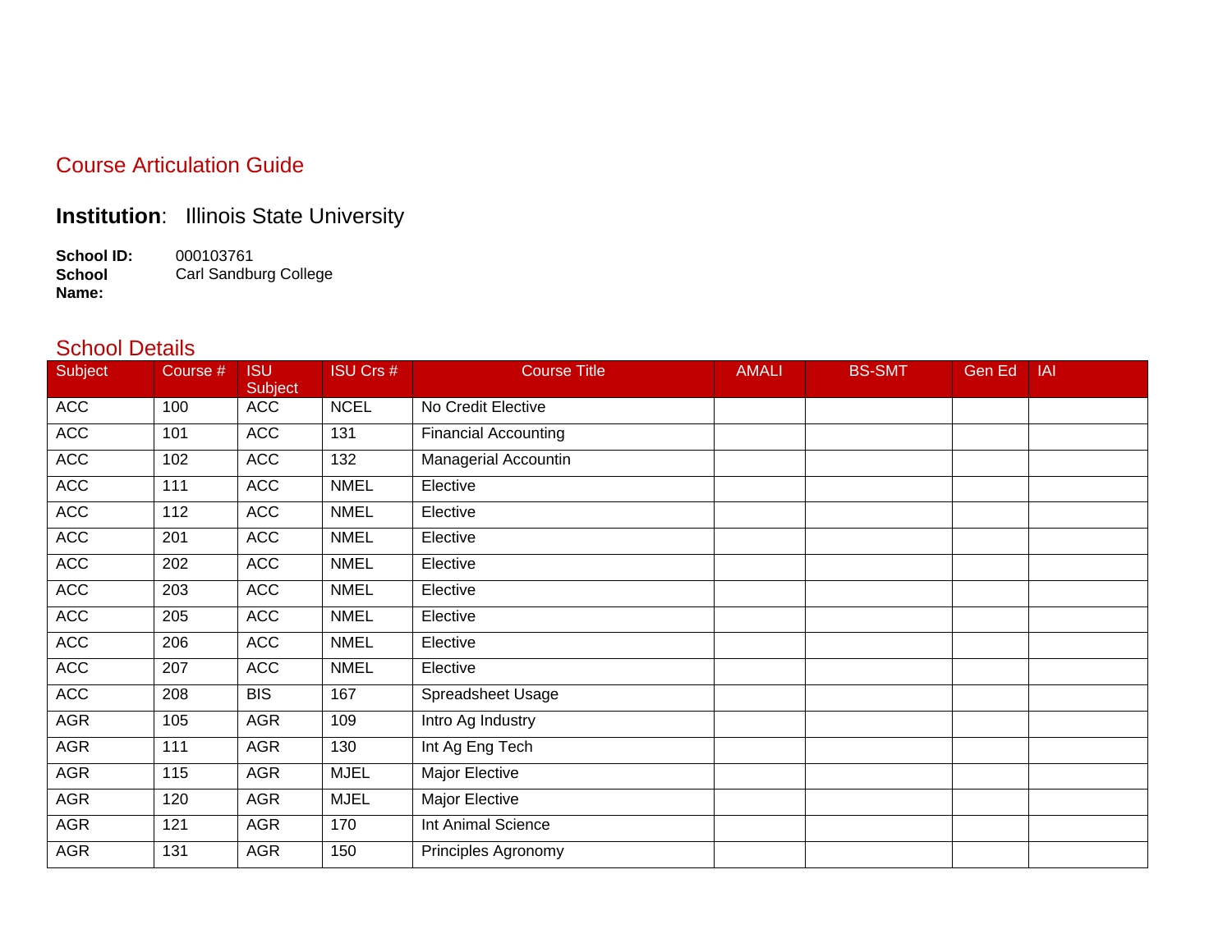## Course Articulation Guide

**Institution**: Illinois State University

**School ID:** 000103761
**School Name:** Carl Sandburg College

## School Details

| Subject | Course # | ISU Subject | ISU Crs # | Course Title | AMALI | BS-SMT | Gen Ed | IAI |
|---|---|---|---|---|---|---|---|---|
| ACC | 100 | ACC | NCEL | No Credit Elective | | | | |
| ACC | 101 | ACC | 131 | Financial Accounting | | | | |
| ACC | 102 | ACC | 132 | Managerial Accountin | | | | |
| ACC | 111 | ACC | NMEL | Elective | | | | |
| ACC | 112 | ACC | NMEL | Elective | | | | |
| ACC | 201 | ACC | NMEL | Elective | | | | |
| ACC | 202 | ACC | NMEL | Elective | | | | |
| ACC | 203 | ACC | NMEL | Elective | | | | |
| ACC | 205 | ACC | NMEL | Elective | | | | |
| ACC | 206 | ACC | NMEL | Elective | | | | |
| ACC | 207 | ACC | NMEL | Elective | | | | |
| ACC | 208 | BIS | 167 | Spreadsheet Usage | | | | |
| AGR | 105 | AGR | 109 | Intro Ag Industry | | | | |
| AGR | 111 | AGR | 130 | Int Ag Eng Tech | | | | |
| AGR | 115 | AGR | MJEL | Major Elective | | | | |
| AGR | 120 | AGR | MJEL | Major Elective | | | | |
| AGR | 121 | AGR | 170 | Int Animal Science | | | | |
| AGR | 131 | AGR | 150 | Principles Agronomy | | | | |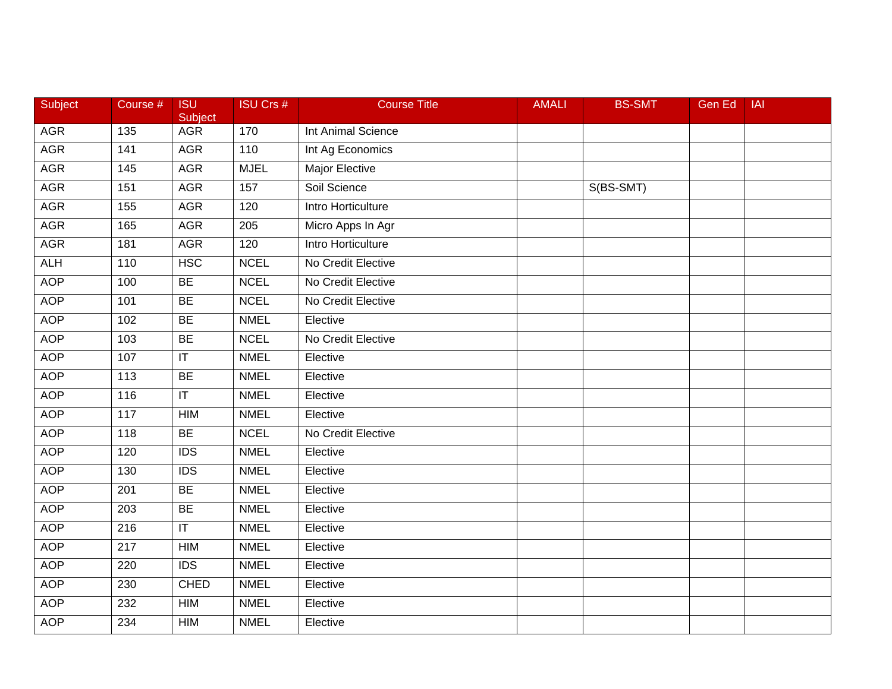| Subject | Course # | ISU Subject | ISU Crs # | Course Title | AMALI | BS-SMT | Gen Ed | IAI |
|---|---|---|---|---|---|---|---|---|
| AGR | 135 | AGR | 170 | Int Animal Science | | | | |
| AGR | 141 | AGR | 110 | Int Ag Economics | | | | |
| AGR | 145 | AGR | MJEL | Major Elective | | | | |
| AGR | 151 | AGR | 157 | Soil Science | | S(BS-SMT) | | |
| AGR | 155 | AGR | 120 | Intro Horticulture | | | | |
| AGR | 165 | AGR | 205 | Micro Apps In Agr | | | | |
| AGR | 181 | AGR | 120 | Intro Horticulture | | | | |
| ALH | 110 | HSC | NCEL | No Credit Elective | | | | |
| AOP | 100 | BE | NCEL | No Credit Elective | | | | |
| AOP | 101 | BE | NCEL | No Credit Elective | | | | |
| AOP | 102 | BE | NMEL | Elective | | | | |
| AOP | 103 | BE | NCEL | No Credit Elective | | | | |
| AOP | 107 | IT | NMEL | Elective | | | | |
| AOP | 113 | BE | NMEL | Elective | | | | |
| AOP | 116 | IT | NMEL | Elective | | | | |
| AOP | 117 | HIM | NMEL | Elective | | | | |
| AOP | 118 | BE | NCEL | No Credit Elective | | | | |
| AOP | 120 | IDS | NMEL | Elective | | | | |
| AOP | 130 | IDS | NMEL | Elective | | | | |
| AOP | 201 | BE | NMEL | Elective | | | | |
| AOP | 203 | BE | NMEL | Elective | | | | |
| AOP | 216 | IT | NMEL | Elective | | | | |
| AOP | 217 | HIM | NMEL | Elective | | | | |
| AOP | 220 | IDS | NMEL | Elective | | | | |
| AOP | 230 | CHED | NMEL | Elective | | | | |
| AOP | 232 | HIM | NMEL | Elective | | | | |
| AOP | 234 | HIM | NMEL | Elective | | | | |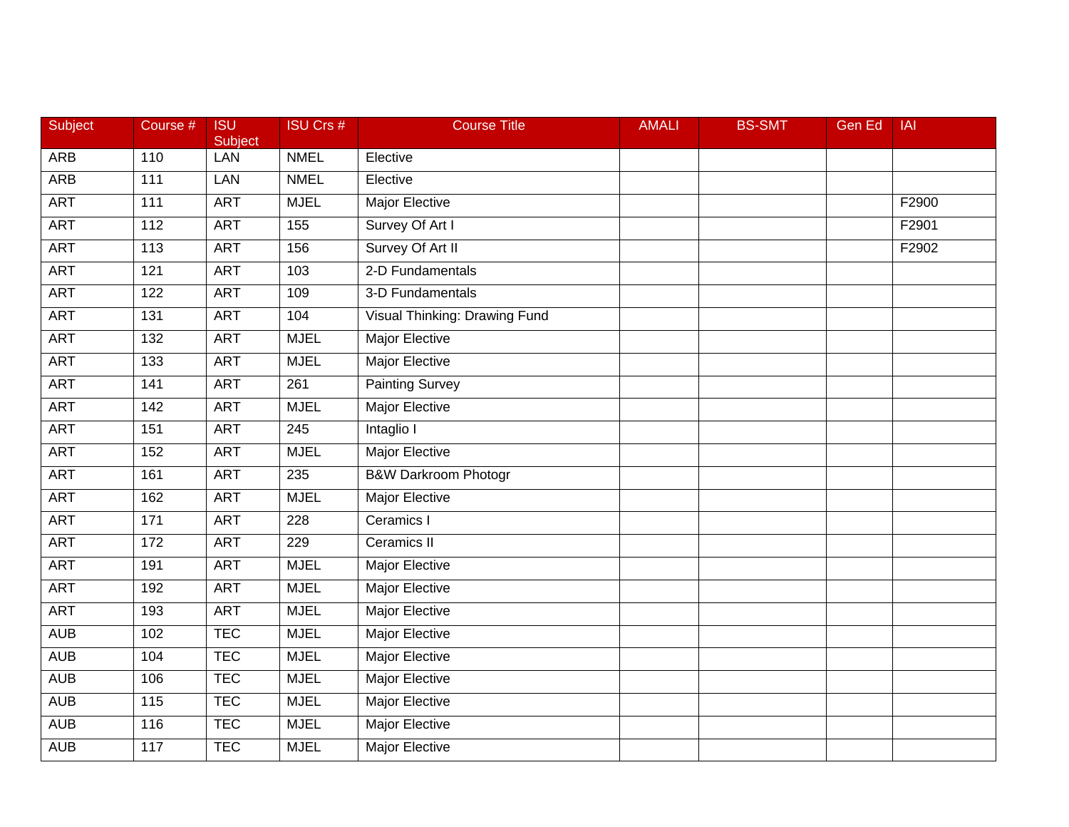| Subject | Course # | ISU Subject | ISU Crs # | Course Title | AMALI | BS-SMT | Gen Ed | IAI |
|---|---|---|---|---|---|---|---|---|
| ARB | 110 | LAN | NMEL | Elective | | | | |
| ARB | 111 | LAN | NMEL | Elective | | | | |
| ART | 111 | ART | MJEL | Major Elective | | | | F2900 |
| ART | 112 | ART | 155 | Survey Of Art I | | | | F2901 |
| ART | 113 | ART | 156 | Survey Of Art II | | | | F2902 |
| ART | 121 | ART | 103 | 2-D Fundamentals | | | | |
| ART | 122 | ART | 109 | 3-D Fundamentals | | | | |
| ART | 131 | ART | 104 | Visual Thinking: Drawing Fund | | | | |
| ART | 132 | ART | MJEL | Major Elective | | | | |
| ART | 133 | ART | MJEL | Major Elective | | | | |
| ART | 141 | ART | 261 | Painting Survey | | | | |
| ART | 142 | ART | MJEL | Major Elective | | | | |
| ART | 151 | ART | 245 | Intaglio I | | | | |
| ART | 152 | ART | MJEL | Major Elective | | | | |
| ART | 161 | ART | 235 | B&W Darkroom Photogr | | | | |
| ART | 162 | ART | MJEL | Major Elective | | | | |
| ART | 171 | ART | 228 | Ceramics I | | | | |
| ART | 172 | ART | 229 | Ceramics II | | | | |
| ART | 191 | ART | MJEL | Major Elective | | | | |
| ART | 192 | ART | MJEL | Major Elective | | | | |
| ART | 193 | ART | MJEL | Major Elective | | | | |
| AUB | 102 | TEC | MJEL | Major Elective | | | | |
| AUB | 104 | TEC | MJEL | Major Elective | | | | |
| AUB | 106 | TEC | MJEL | Major Elective | | | | |
| AUB | 115 | TEC | MJEL | Major Elective | | | | |
| AUB | 116 | TEC | MJEL | Major Elective | | | | |
| AUB | 117 | TEC | MJEL | Major Elective | | | | |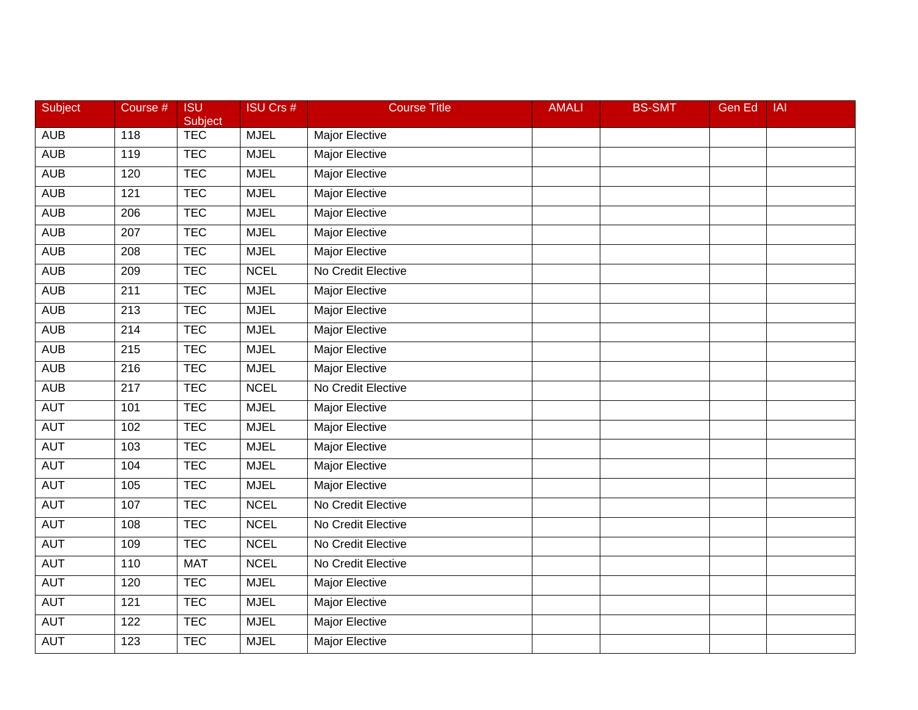| Subject | Course # | ISU Subject | ISU Crs # | Course Title | AMALI | BS-SMT | Gen Ed | IAI |
|---|---|---|---|---|---|---|---|---|
| AUB | 118 | TEC | MJEL | Major Elective | | | | |
| AUB | 119 | TEC | MJEL | Major Elective | | | | |
| AUB | 120 | TEC | MJEL | Major Elective | | | | |
| AUB | 121 | TEC | MJEL | Major Elective | | | | |
| AUB | 206 | TEC | MJEL | Major Elective | | | | |
| AUB | 207 | TEC | MJEL | Major Elective | | | | |
| AUB | 208 | TEC | MJEL | Major Elective | | | | |
| AUB | 209 | TEC | NCEL | No Credit Elective | | | | |
| AUB | 211 | TEC | MJEL | Major Elective | | | | |
| AUB | 213 | TEC | MJEL | Major Elective | | | | |
| AUB | 214 | TEC | MJEL | Major Elective | | | | |
| AUB | 215 | TEC | MJEL | Major Elective | | | | |
| AUB | 216 | TEC | MJEL | Major Elective | | | | |
| AUB | 217 | TEC | NCEL | No Credit Elective | | | | |
| AUT | 101 | TEC | MJEL | Major Elective | | | | |
| AUT | 102 | TEC | MJEL | Major Elective | | | | |
| AUT | 103 | TEC | MJEL | Major Elective | | | | |
| AUT | 104 | TEC | MJEL | Major Elective | | | | |
| AUT | 105 | TEC | MJEL | Major Elective | | | | |
| AUT | 107 | TEC | NCEL | No Credit Elective | | | | |
| AUT | 108 | TEC | NCEL | No Credit Elective | | | | |
| AUT | 109 | TEC | NCEL | No Credit Elective | | | | |
| AUT | 110 | MAT | NCEL | No Credit Elective | | | | |
| AUT | 120 | TEC | MJEL | Major Elective | | | | |
| AUT | 121 | TEC | MJEL | Major Elective | | | | |
| AUT | 122 | TEC | MJEL | Major Elective | | | | |
| AUT | 123 | TEC | MJEL | Major Elective | | | | |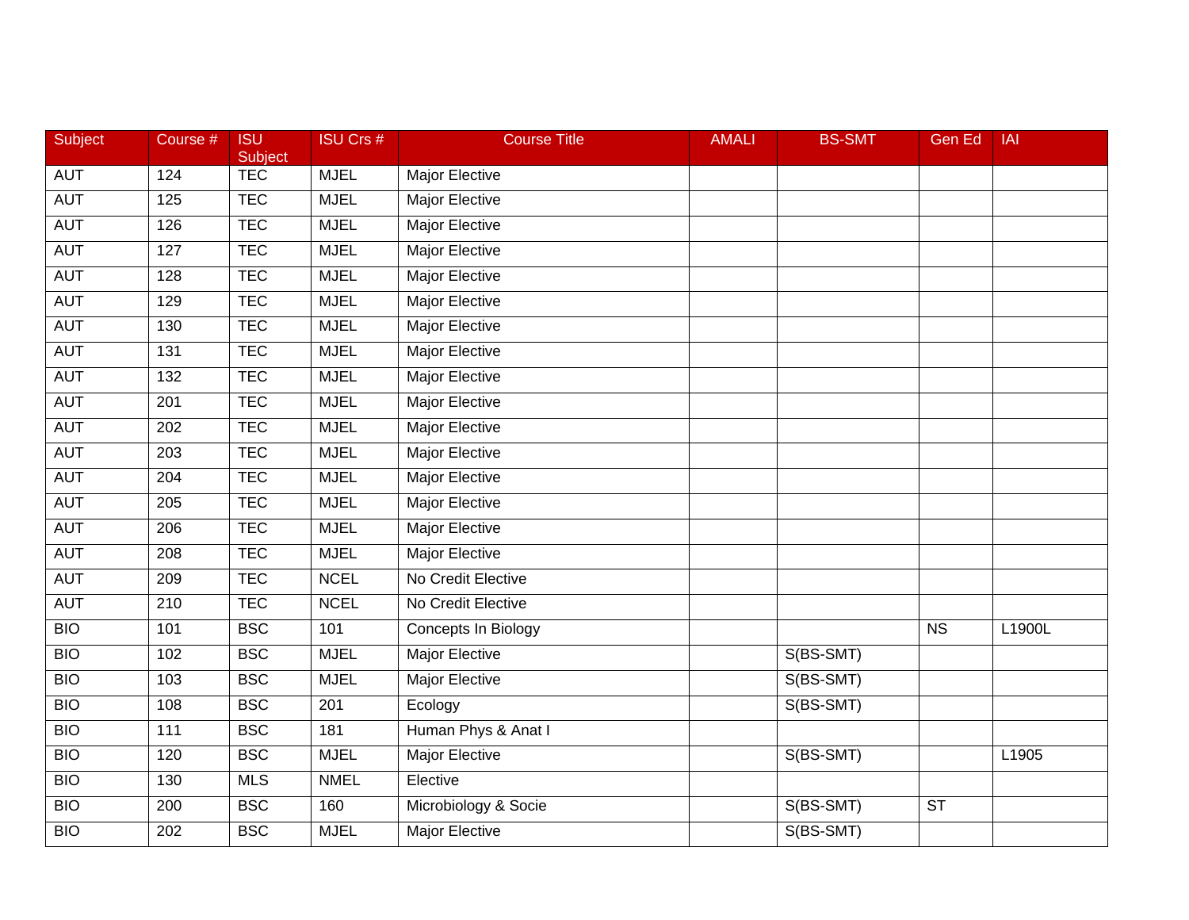| Subject | Course # | ISU Subject | ISU Crs # | Course Title | AMALI | BS-SMT | Gen Ed | IAI |
|---|---|---|---|---|---|---|---|---|
| AUT | 124 | TEC | MJEL | Major Elective | | | | |
| AUT | 125 | TEC | MJEL | Major Elective | | | | |
| AUT | 126 | TEC | MJEL | Major Elective | | | | |
| AUT | 127 | TEC | MJEL | Major Elective | | | | |
| AUT | 128 | TEC | MJEL | Major Elective | | | | |
| AUT | 129 | TEC | MJEL | Major Elective | | | | |
| AUT | 130 | TEC | MJEL | Major Elective | | | | |
| AUT | 131 | TEC | MJEL | Major Elective | | | | |
| AUT | 132 | TEC | MJEL | Major Elective | | | | |
| AUT | 201 | TEC | MJEL | Major Elective | | | | |
| AUT | 202 | TEC | MJEL | Major Elective | | | | |
| AUT | 203 | TEC | MJEL | Major Elective | | | | |
| AUT | 204 | TEC | MJEL | Major Elective | | | | |
| AUT | 205 | TEC | MJEL | Major Elective | | | | |
| AUT | 206 | TEC | MJEL | Major Elective | | | | |
| AUT | 208 | TEC | MJEL | Major Elective | | | | |
| AUT | 209 | TEC | NCEL | No Credit Elective | | | | |
| AUT | 210 | TEC | NCEL | No Credit Elective | | | | |
| BIO | 101 | BSC | 101 | Concepts In Biology | | | NS | L1900L |
| BIO | 102 | BSC | MJEL | Major Elective | | S(BS-SMT) | | |
| BIO | 103 | BSC | MJEL | Major Elective | | S(BS-SMT) | | |
| BIO | 108 | BSC | 201 | Ecology | | S(BS-SMT) | | |
| BIO | 111 | BSC | 181 | Human Phys & Anat I | | | | |
| BIO | 120 | BSC | MJEL | Major Elective | | S(BS-SMT) | | L1905 |
| BIO | 130 | MLS | NMEL | Elective | | | | |
| BIO | 200 | BSC | 160 | Microbiology & Socie | | S(BS-SMT) | ST | |
| BIO | 202 | BSC | MJEL | Major Elective | | S(BS-SMT) | | |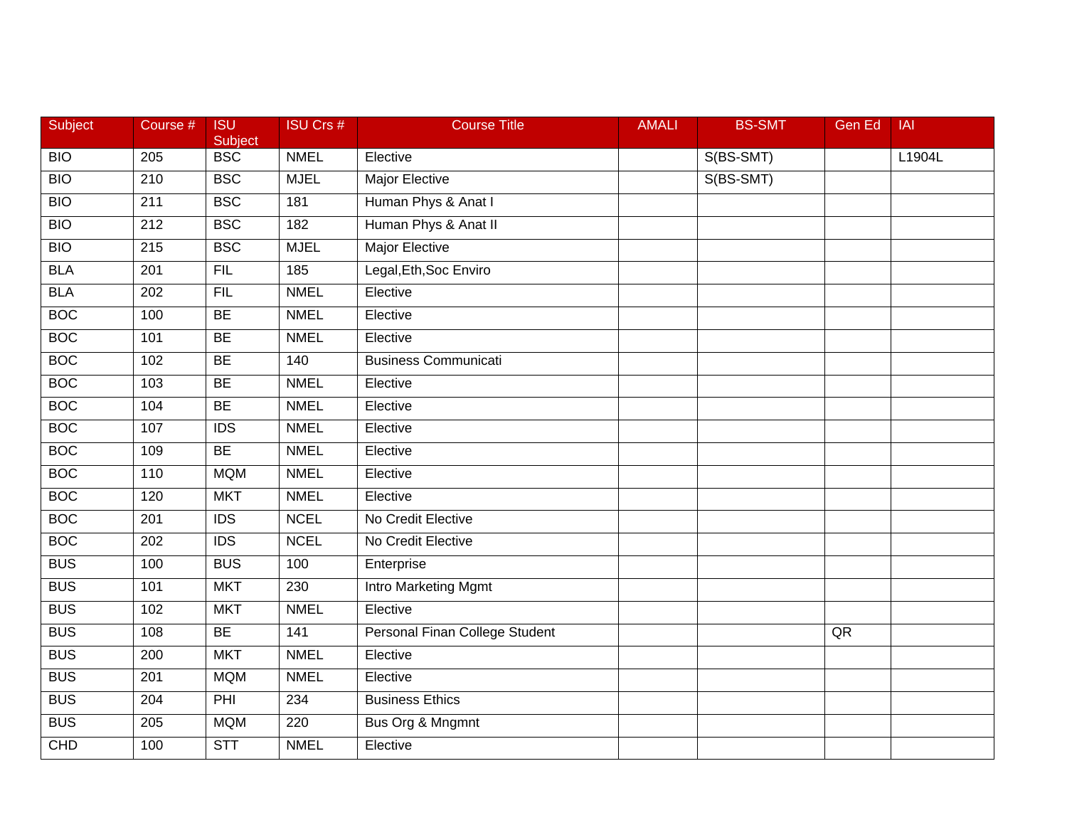| Subject | Course # | ISU Subject | ISU Crs # | Course Title | AMALI | BS-SMT | Gen Ed | IAI |
|---|---|---|---|---|---|---|---|---|
| BIO | 205 | BSC | NMEL | Elective | | S(BS-SMT) | | L1904L |
| BIO | 210 | BSC | MJEL | Major Elective | | S(BS-SMT) | | |
| BIO | 211 | BSC | 181 | Human Phys & Anat I | | | | |
| BIO | 212 | BSC | 182 | Human Phys & Anat II | | | | |
| BIO | 215 | BSC | MJEL | Major Elective | | | | |
| BLA | 201 | FIL | 185 | Legal,Eth,Soc Enviro | | | | |
| BLA | 202 | FIL | NMEL | Elective | | | | |
| BOC | 100 | BE | NMEL | Elective | | | | |
| BOC | 101 | BE | NMEL | Elective | | | | |
| BOC | 102 | BE | 140 | Business Communicati | | | | |
| BOC | 103 | BE | NMEL | Elective | | | | |
| BOC | 104 | BE | NMEL | Elective | | | | |
| BOC | 107 | IDS | NMEL | Elective | | | | |
| BOC | 109 | BE | NMEL | Elective | | | | |
| BOC | 110 | MQM | NMEL | Elective | | | | |
| BOC | 120 | MKT | NMEL | Elective | | | | |
| BOC | 201 | IDS | NCEL | No Credit Elective | | | | |
| BOC | 202 | IDS | NCEL | No Credit Elective | | | | |
| BUS | 100 | BUS | 100 | Enterprise | | | | |
| BUS | 101 | MKT | 230 | Intro Marketing Mgmt | | | | |
| BUS | 102 | MKT | NMEL | Elective | | | | |
| BUS | 108 | BE | 141 | Personal Finan College Student | | | QR | |
| BUS | 200 | MKT | NMEL | Elective | | | | |
| BUS | 201 | MQM | NMEL | Elective | | | | |
| BUS | 204 | PHI | 234 | Business Ethics | | | | |
| BUS | 205 | MQM | 220 | Bus Org & Mngmnt | | | | |
| CHD | 100 | STT | NMEL | Elective | | | | |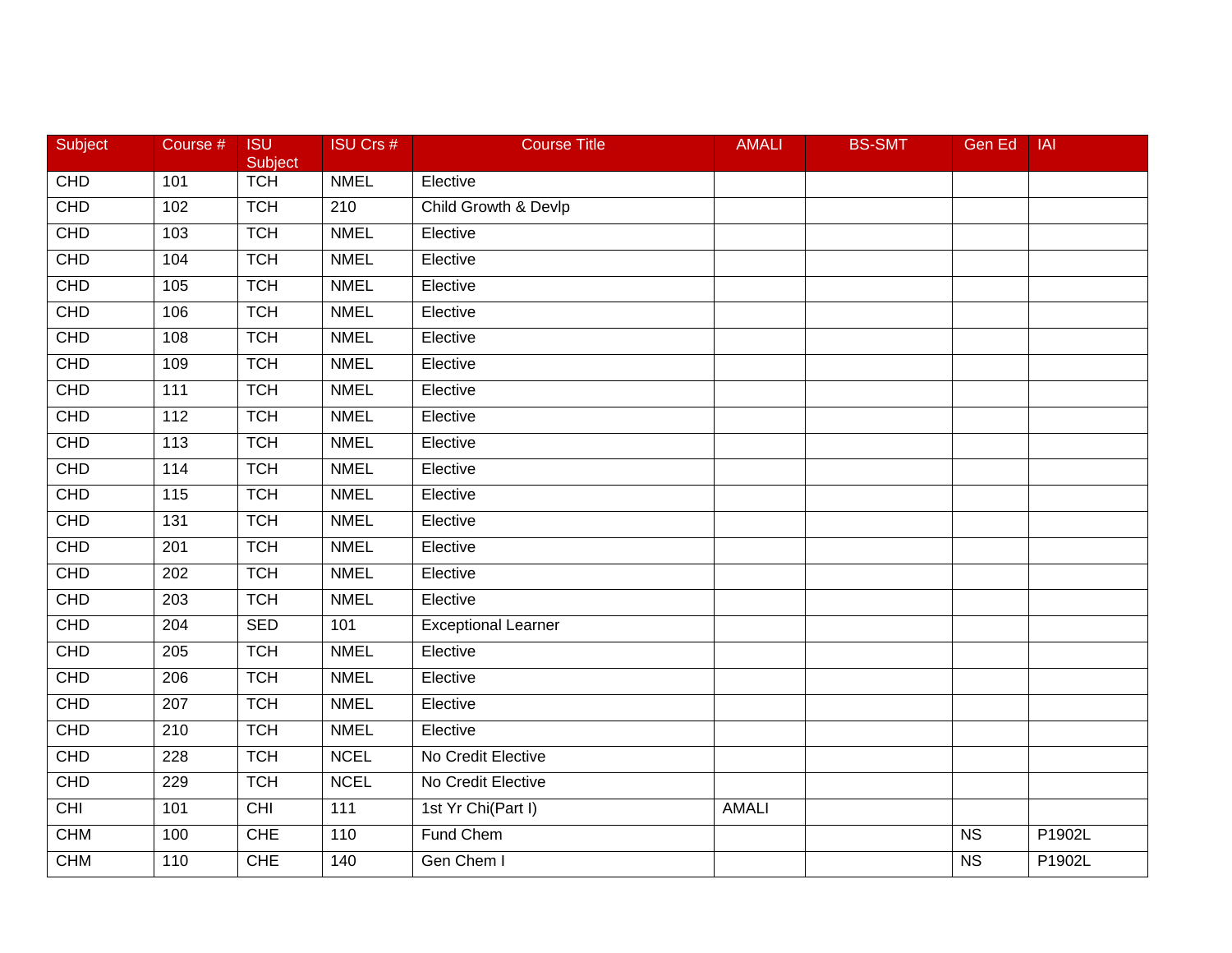| Subject | Course # | ISU Subject | ISU Crs # | Course Title | AMALI | BS-SMT | Gen Ed | IAI |
|---|---|---|---|---|---|---|---|---|
| CHD | 101 | TCH | NMEL | Elective | | | | |
| CHD | 102 | TCH | 210 | Child Growth & Devlp | | | | |
| CHD | 103 | TCH | NMEL | Elective | | | | |
| CHD | 104 | TCH | NMEL | Elective | | | | |
| CHD | 105 | TCH | NMEL | Elective | | | | |
| CHD | 106 | TCH | NMEL | Elective | | | | |
| CHD | 108 | TCH | NMEL | Elective | | | | |
| CHD | 109 | TCH | NMEL | Elective | | | | |
| CHD | 111 | TCH | NMEL | Elective | | | | |
| CHD | 112 | TCH | NMEL | Elective | | | | |
| CHD | 113 | TCH | NMEL | Elective | | | | |
| CHD | 114 | TCH | NMEL | Elective | | | | |
| CHD | 115 | TCH | NMEL | Elective | | | | |
| CHD | 131 | TCH | NMEL | Elective | | | | |
| CHD | 201 | TCH | NMEL | Elective | | | | |
| CHD | 202 | TCH | NMEL | Elective | | | | |
| CHD | 203 | TCH | NMEL | Elective | | | | |
| CHD | 204 | SED | 101 | Exceptional Learner | | | | |
| CHD | 205 | TCH | NMEL | Elective | | | | |
| CHD | 206 | TCH | NMEL | Elective | | | | |
| CHD | 207 | TCH | NMEL | Elective | | | | |
| CHD | 210 | TCH | NMEL | Elective | | | | |
| CHD | 228 | TCH | NCEL | No Credit Elective | | | | |
| CHD | 229 | TCH | NCEL | No Credit Elective | | | | |
| CHI | 101 | CHI | 111 | 1st Yr Chi(Part I) | AMALI | | | |
| CHM | 100 | CHE | 110 | Fund Chem | | | NS | P1902L |
| CHM | 110 | CHE | 140 | Gen Chem I | | | NS | P1902L |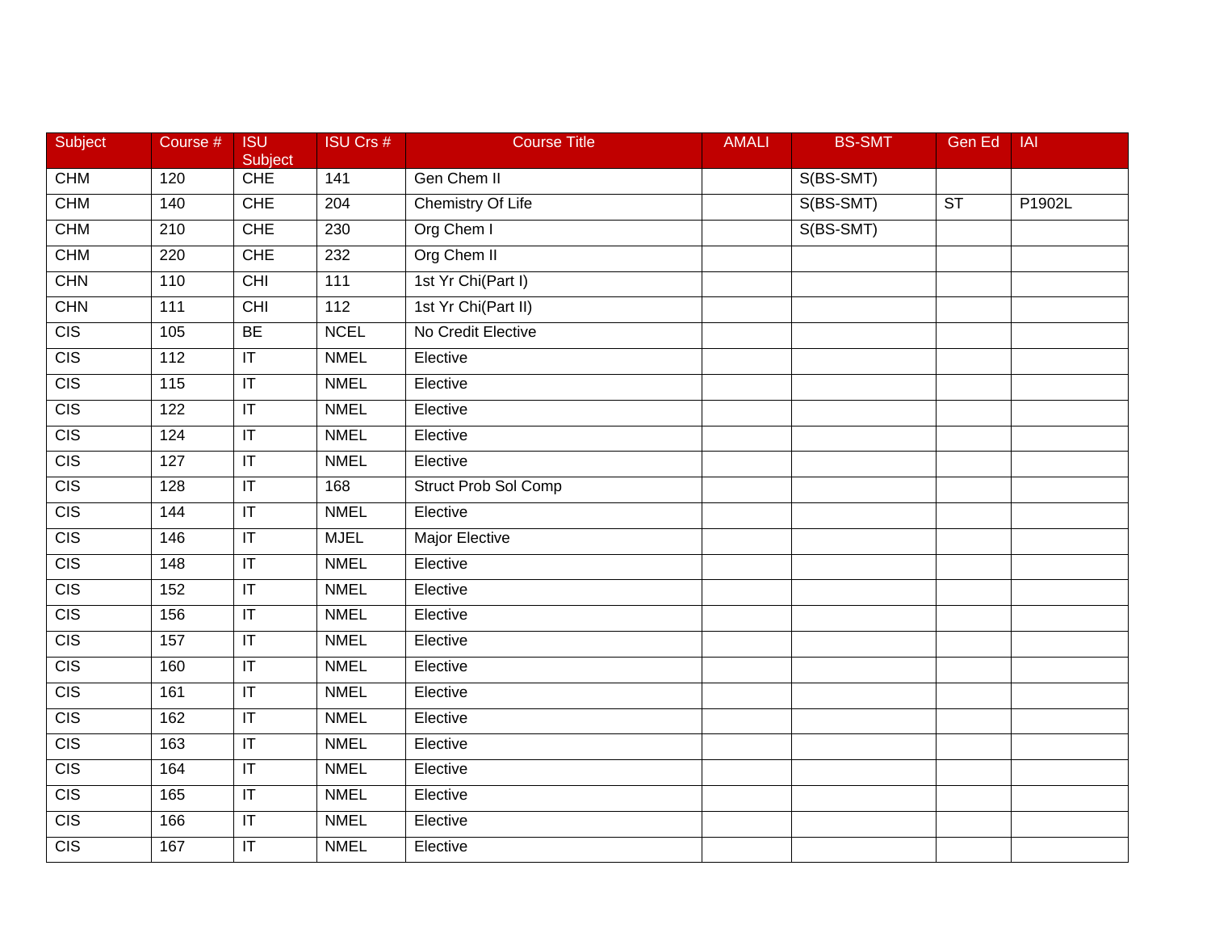| Subject | Course # | ISU Subject | ISU Crs # | Course Title | AMALI | BS-SMT | Gen Ed | IAI |
|---|---|---|---|---|---|---|---|---|
| CHM | 120 | CHE | 141 | Gen Chem II | | S(BS-SMT) | | |
| CHM | 140 | CHE | 204 | Chemistry Of Life | | S(BS-SMT) | ST | P1902L |
| CHM | 210 | CHE | 230 | Org Chem I | | S(BS-SMT) | | |
| CHM | 220 | CHE | 232 | Org Chem II | | | | |
| CHN | 110 | CHI | 111 | 1st Yr Chi(Part I) | | | | |
| CHN | 111 | CHI | 112 | 1st Yr Chi(Part II) | | | | |
| CIS | 105 | BE | NCEL | No Credit Elective | | | | |
| CIS | 112 | IT | NMEL | Elective | | | | |
| CIS | 115 | IT | NMEL | Elective | | | | |
| CIS | 122 | IT | NMEL | Elective | | | | |
| CIS | 124 | IT | NMEL | Elective | | | | |
| CIS | 127 | IT | NMEL | Elective | | | | |
| CIS | 128 | IT | 168 | Struct Prob Sol Comp | | | | |
| CIS | 144 | IT | NMEL | Elective | | | | |
| CIS | 146 | IT | MJEL | Major Elective | | | | |
| CIS | 148 | IT | NMEL | Elective | | | | |
| CIS | 152 | IT | NMEL | Elective | | | | |
| CIS | 156 | IT | NMEL | Elective | | | | |
| CIS | 157 | IT | NMEL | Elective | | | | |
| CIS | 160 | IT | NMEL | Elective | | | | |
| CIS | 161 | IT | NMEL | Elective | | | | |
| CIS | 162 | IT | NMEL | Elective | | | | |
| CIS | 163 | IT | NMEL | Elective | | | | |
| CIS | 164 | IT | NMEL | Elective | | | | |
| CIS | 165 | IT | NMEL | Elective | | | | |
| CIS | 166 | IT | NMEL | Elective | | | | |
| CIS | 167 | IT | NMEL | Elective | | | | |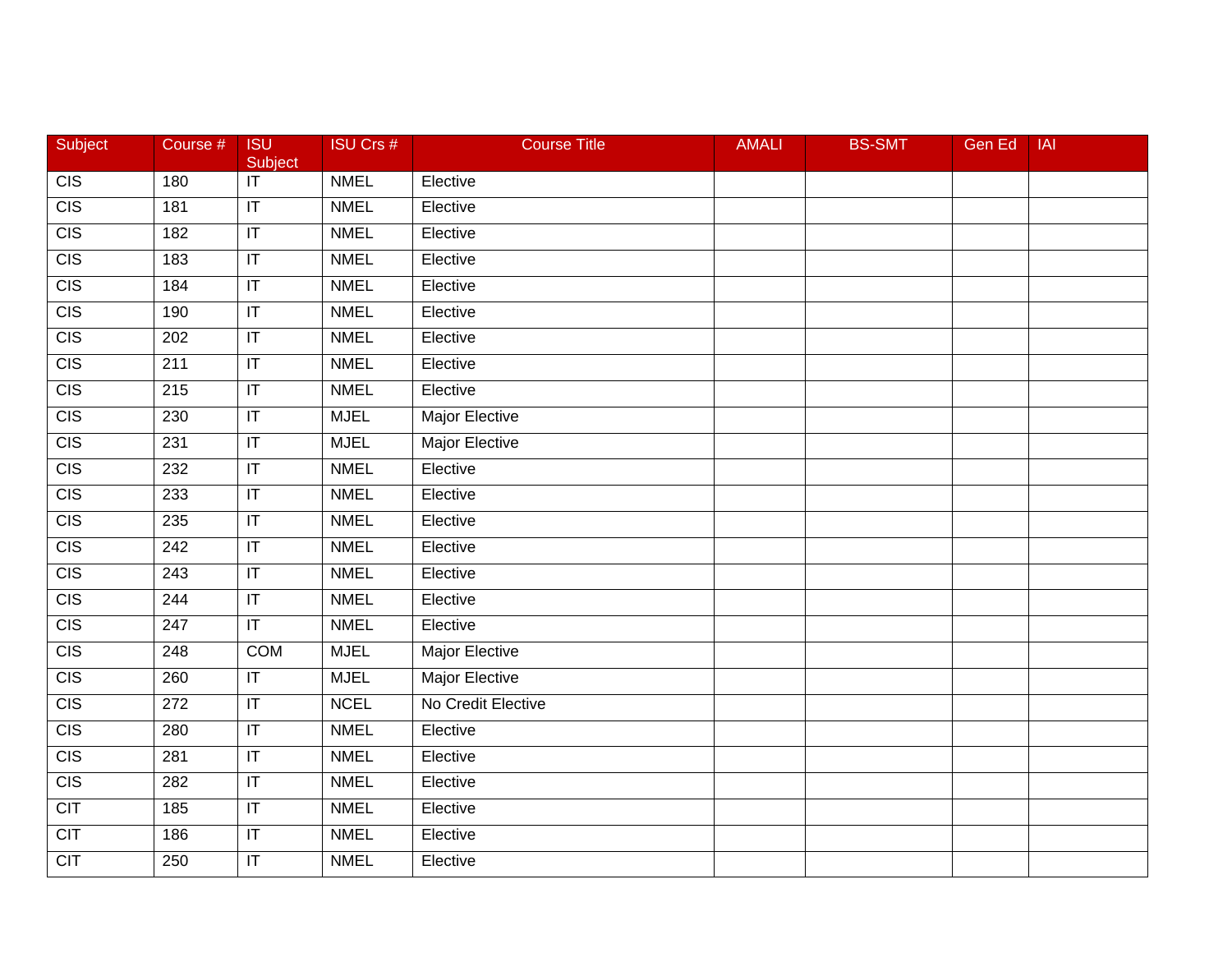| Subject | Course # | ISU Subject | ISU Crs # | Course Title | AMALI | BS-SMT | Gen Ed | IAI |
|---|---|---|---|---|---|---|---|---|
| CIS | 180 | IT | NMEL | Elective | | | | |
| CIS | 181 | IT | NMEL | Elective | | | | |
| CIS | 182 | IT | NMEL | Elective | | | | |
| CIS | 183 | IT | NMEL | Elective | | | | |
| CIS | 184 | IT | NMEL | Elective | | | | |
| CIS | 190 | IT | NMEL | Elective | | | | |
| CIS | 202 | IT | NMEL | Elective | | | | |
| CIS | 211 | IT | NMEL | Elective | | | | |
| CIS | 215 | IT | NMEL | Elective | | | | |
| CIS | 230 | IT | MJEL | Major Elective | | | | |
| CIS | 231 | IT | MJEL | Major Elective | | | | |
| CIS | 232 | IT | NMEL | Elective | | | | |
| CIS | 233 | IT | NMEL | Elective | | | | |
| CIS | 235 | IT | NMEL | Elective | | | | |
| CIS | 242 | IT | NMEL | Elective | | | | |
| CIS | 243 | IT | NMEL | Elective | | | | |
| CIS | 244 | IT | NMEL | Elective | | | | |
| CIS | 247 | IT | NMEL | Elective | | | | |
| CIS | 248 | COM | MJEL | Major Elective | | | | |
| CIS | 260 | IT | MJEL | Major Elective | | | | |
| CIS | 272 | IT | NCEL | No Credit Elective | | | | |
| CIS | 280 | IT | NMEL | Elective | | | | |
| CIS | 281 | IT | NMEL | Elective | | | | |
| CIS | 282 | IT | NMEL | Elective | | | | |
| CIT | 185 | IT | NMEL | Elective | | | | |
| CIT | 186 | IT | NMEL | Elective | | | | |
| CIT | 250 | IT | NMEL | Elective | | | | |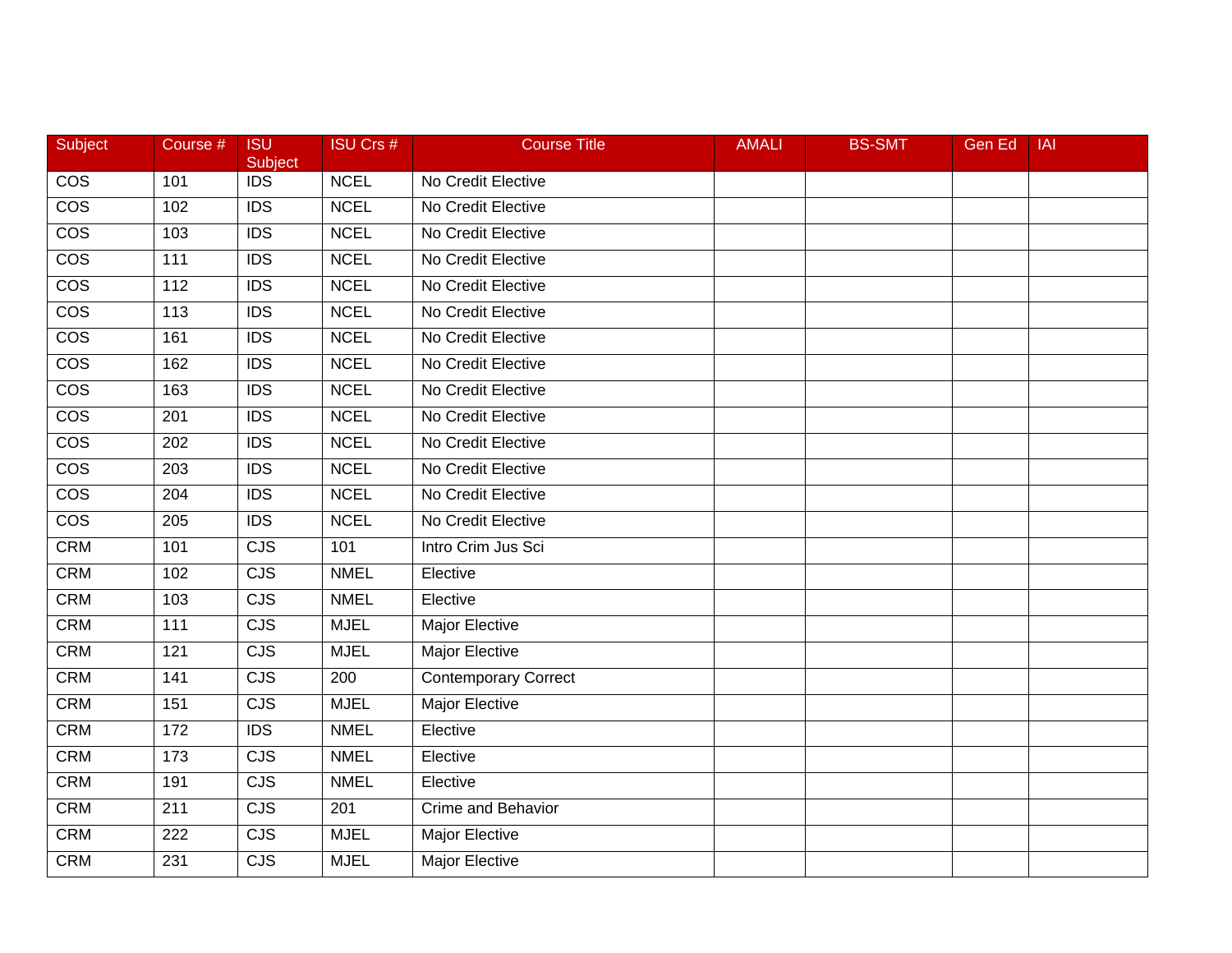| Subject | Course # | ISU Subject | ISU Crs # | Course Title | AMALI | BS-SMT | Gen Ed | IAI |
|---|---|---|---|---|---|---|---|---|
| COS | 101 | IDS | NCEL | No Credit Elective | | | | |
| COS | 102 | IDS | NCEL | No Credit Elective | | | | |
| COS | 103 | IDS | NCEL | No Credit Elective | | | | |
| COS | 111 | IDS | NCEL | No Credit Elective | | | | |
| COS | 112 | IDS | NCEL | No Credit Elective | | | | |
| COS | 113 | IDS | NCEL | No Credit Elective | | | | |
| COS | 161 | IDS | NCEL | No Credit Elective | | | | |
| COS | 162 | IDS | NCEL | No Credit Elective | | | | |
| COS | 163 | IDS | NCEL | No Credit Elective | | | | |
| COS | 201 | IDS | NCEL | No Credit Elective | | | | |
| COS | 202 | IDS | NCEL | No Credit Elective | | | | |
| COS | 203 | IDS | NCEL | No Credit Elective | | | | |
| COS | 204 | IDS | NCEL | No Credit Elective | | | | |
| COS | 205 | IDS | NCEL | No Credit Elective | | | | |
| CRM | 101 | CJS | 101 | Intro Crim Jus Sci | | | | |
| CRM | 102 | CJS | NMEL | Elective | | | | |
| CRM | 103 | CJS | NMEL | Elective | | | | |
| CRM | 111 | CJS | MJEL | Major Elective | | | | |
| CRM | 121 | CJS | MJEL | Major Elective | | | | |
| CRM | 141 | CJS | 200 | Contemporary Correct | | | | |
| CRM | 151 | CJS | MJEL | Major Elective | | | | |
| CRM | 172 | IDS | NMEL | Elective | | | | |
| CRM | 173 | CJS | NMEL | Elective | | | | |
| CRM | 191 | CJS | NMEL | Elective | | | | |
| CRM | 211 | CJS | 201 | Crime and Behavior | | | | |
| CRM | 222 | CJS | MJEL | Major Elective | | | | |
| CRM | 231 | CJS | MJEL | Major Elective | | | | |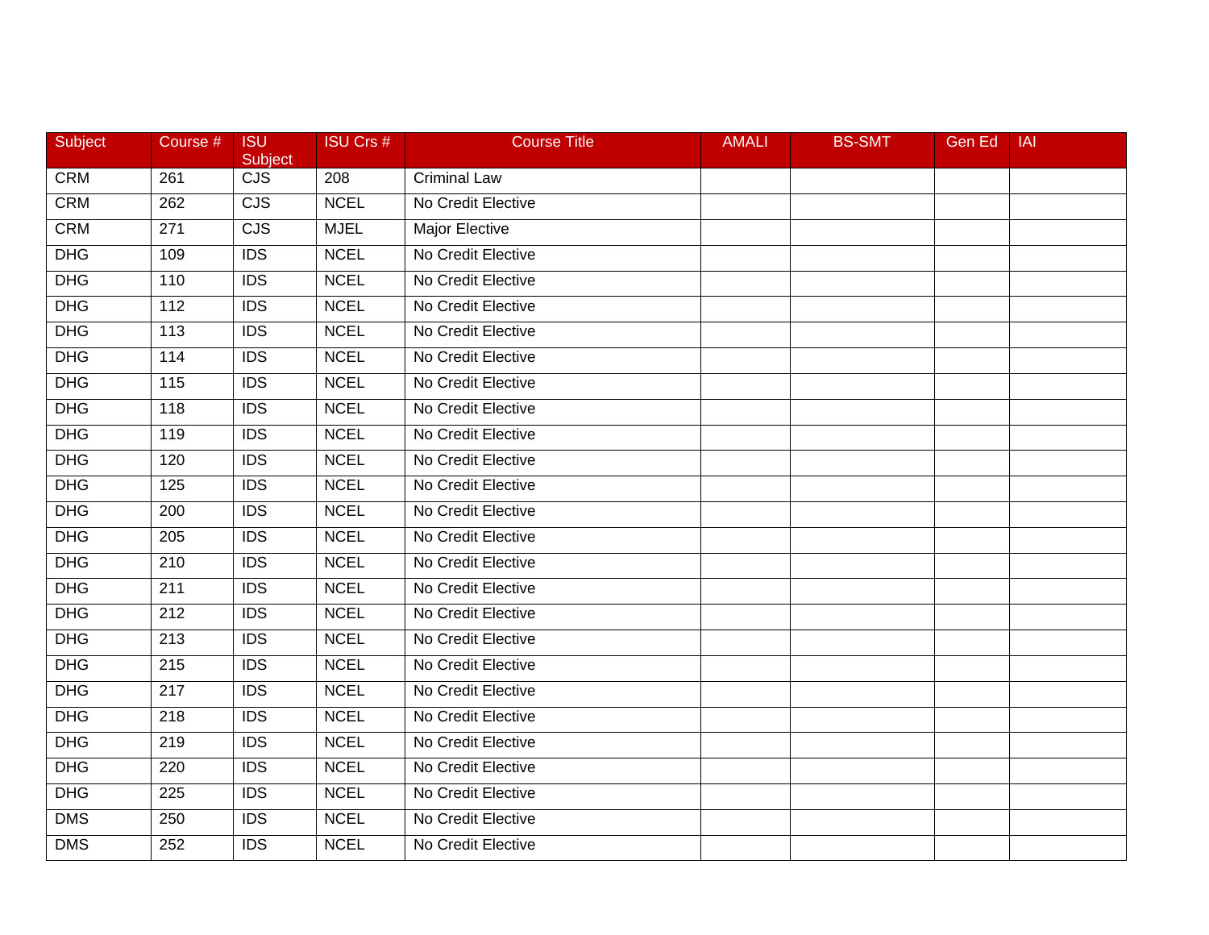| Subject | Course # | ISU Subject | ISU Crs # | Course Title | AMALI | BS-SMT | Gen Ed | IAI |
|---|---|---|---|---|---|---|---|---|
| CRM | 261 | CJS | 208 | Criminal Law | | | | |
| CRM | 262 | CJS | NCEL | No Credit Elective | | | | |
| CRM | 271 | CJS | MJEL | Major Elective | | | | |
| DHG | 109 | IDS | NCEL | No Credit Elective | | | | |
| DHG | 110 | IDS | NCEL | No Credit Elective | | | | |
| DHG | 112 | IDS | NCEL | No Credit Elective | | | | |
| DHG | 113 | IDS | NCEL | No Credit Elective | | | | |
| DHG | 114 | IDS | NCEL | No Credit Elective | | | | |
| DHG | 115 | IDS | NCEL | No Credit Elective | | | | |
| DHG | 118 | IDS | NCEL | No Credit Elective | | | | |
| DHG | 119 | IDS | NCEL | No Credit Elective | | | | |
| DHG | 120 | IDS | NCEL | No Credit Elective | | | | |
| DHG | 125 | IDS | NCEL | No Credit Elective | | | | |
| DHG | 200 | IDS | NCEL | No Credit Elective | | | | |
| DHG | 205 | IDS | NCEL | No Credit Elective | | | | |
| DHG | 210 | IDS | NCEL | No Credit Elective | | | | |
| DHG | 211 | IDS | NCEL | No Credit Elective | | | | |
| DHG | 212 | IDS | NCEL | No Credit Elective | | | | |
| DHG | 213 | IDS | NCEL | No Credit Elective | | | | |
| DHG | 215 | IDS | NCEL | No Credit Elective | | | | |
| DHG | 217 | IDS | NCEL | No Credit Elective | | | | |
| DHG | 218 | IDS | NCEL | No Credit Elective | | | | |
| DHG | 219 | IDS | NCEL | No Credit Elective | | | | |
| DHG | 220 | IDS | NCEL | No Credit Elective | | | | |
| DHG | 225 | IDS | NCEL | No Credit Elective | | | | |
| DMS | 250 | IDS | NCEL | No Credit Elective | | | | |
| DMS | 252 | IDS | NCEL | No Credit Elective | | | | |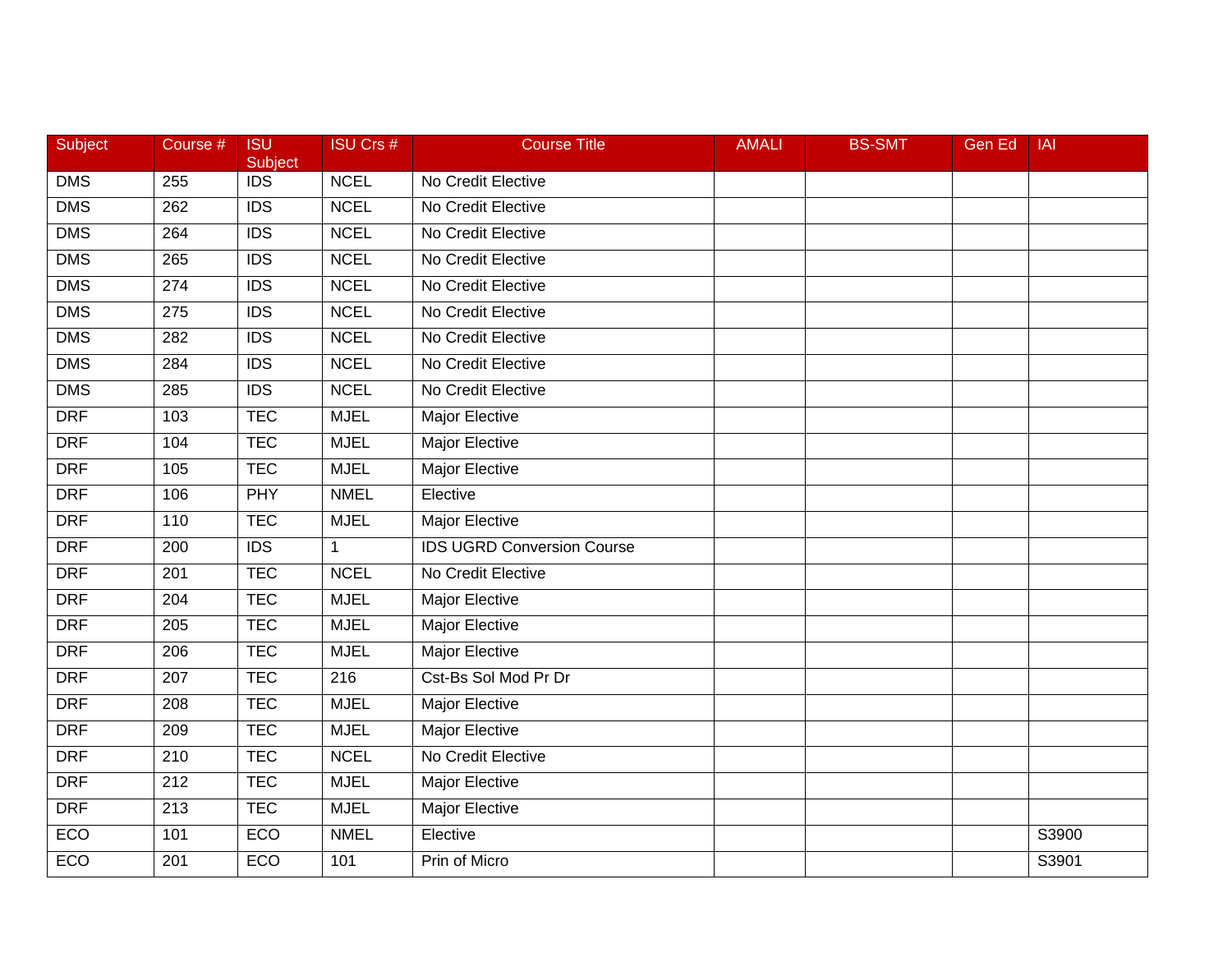| Subject | Course # | ISU Subject | ISU Crs # | Course Title | AMALI | BS-SMT | Gen Ed | IAI |
|---|---|---|---|---|---|---|---|---|
| DMS | 255 | IDS | NCEL | No Credit Elective | | | | |
| DMS | 262 | IDS | NCEL | No Credit Elective | | | | |
| DMS | 264 | IDS | NCEL | No Credit Elective | | | | |
| DMS | 265 | IDS | NCEL | No Credit Elective | | | | |
| DMS | 274 | IDS | NCEL | No Credit Elective | | | | |
| DMS | 275 | IDS | NCEL | No Credit Elective | | | | |
| DMS | 282 | IDS | NCEL | No Credit Elective | | | | |
| DMS | 284 | IDS | NCEL | No Credit Elective | | | | |
| DMS | 285 | IDS | NCEL | No Credit Elective | | | | |
| DRF | 103 | TEC | MJEL | Major Elective | | | | |
| DRF | 104 | TEC | MJEL | Major Elective | | | | |
| DRF | 105 | TEC | MJEL | Major Elective | | | | |
| DRF | 106 | PHY | NMEL | Elective | | | | |
| DRF | 110 | TEC | MJEL | Major Elective | | | | |
| DRF | 200 | IDS | 1 | IDS UGRD Conversion Course | | | | |
| DRF | 201 | TEC | NCEL | No Credit Elective | | | | |
| DRF | 204 | TEC | MJEL | Major Elective | | | | |
| DRF | 205 | TEC | MJEL | Major Elective | | | | |
| DRF | 206 | TEC | MJEL | Major Elective | | | | |
| DRF | 207 | TEC | 216 | Cst-Bs Sol Mod Pr Dr | | | | |
| DRF | 208 | TEC | MJEL | Major Elective | | | | |
| DRF | 209 | TEC | MJEL | Major Elective | | | | |
| DRF | 210 | TEC | NCEL | No Credit Elective | | | | |
| DRF | 212 | TEC | MJEL | Major Elective | | | | |
| DRF | 213 | TEC | MJEL | Major Elective | | | | |
| ECO | 101 | ECO | NMEL | Elective | | | | S3900 |
| ECO | 201 | ECO | 101 | Prin of Micro | | | | S3901 |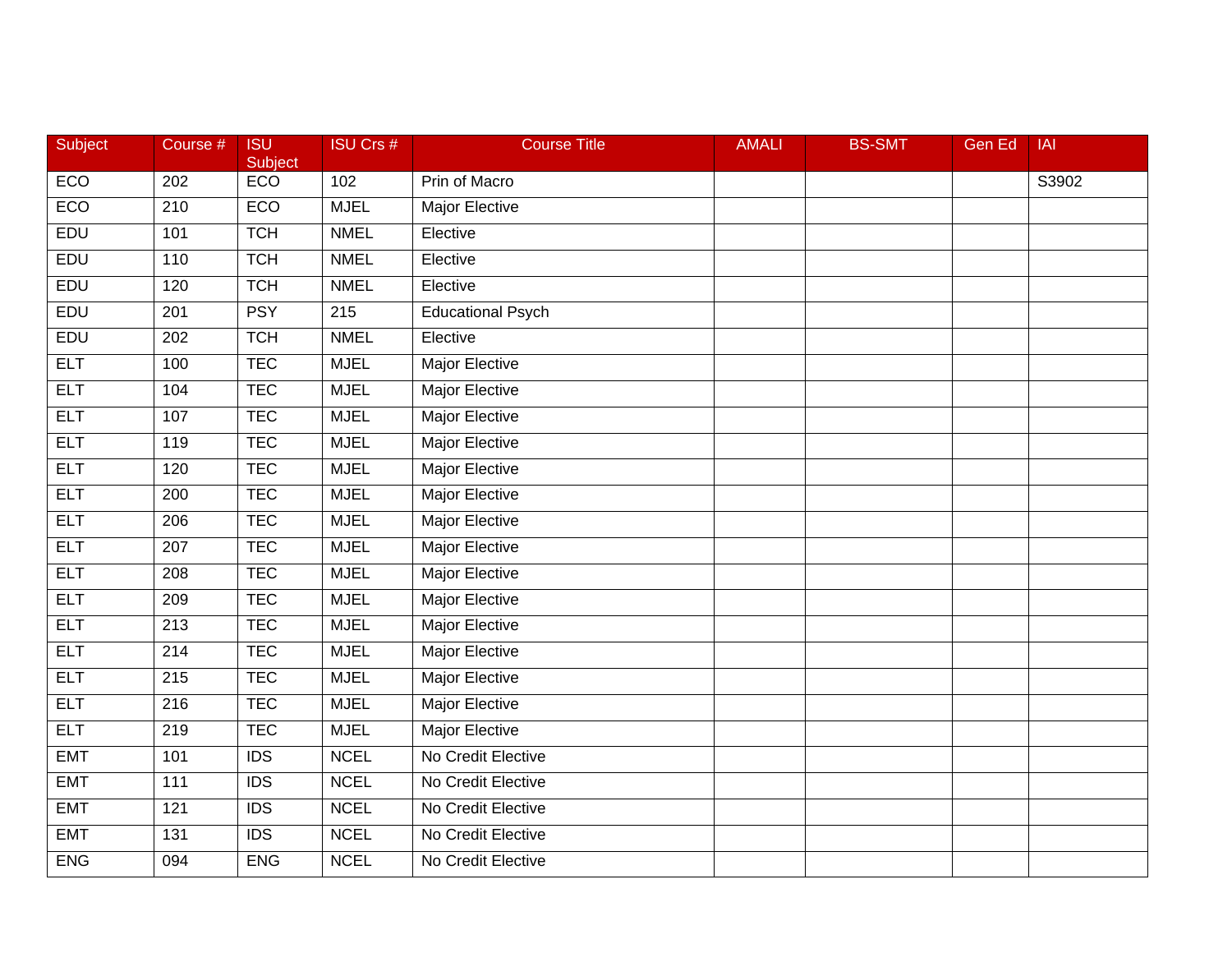| Subject | Course # | ISU Subject | ISU Crs # | Course Title | AMALI | BS-SMT | Gen Ed | IAI |
|---|---|---|---|---|---|---|---|---|
| ECO | 202 | ECO | 102 | Prin of Macro | | | | S3902 |
| ECO | 210 | ECO | MJEL | Major Elective | | | | |
| EDU | 101 | TCH | NMEL | Elective | | | | |
| EDU | 110 | TCH | NMEL | Elective | | | | |
| EDU | 120 | TCH | NMEL | Elective | | | | |
| EDU | 201 | PSY | 215 | Educational Psych | | | | |
| EDU | 202 | TCH | NMEL | Elective | | | | |
| ELT | 100 | TEC | MJEL | Major Elective | | | | |
| ELT | 104 | TEC | MJEL | Major Elective | | | | |
| ELT | 107 | TEC | MJEL | Major Elective | | | | |
| ELT | 119 | TEC | MJEL | Major Elective | | | | |
| ELT | 120 | TEC | MJEL | Major Elective | | | | |
| ELT | 200 | TEC | MJEL | Major Elective | | | | |
| ELT | 206 | TEC | MJEL | Major Elective | | | | |
| ELT | 207 | TEC | MJEL | Major Elective | | | | |
| ELT | 208 | TEC | MJEL | Major Elective | | | | |
| ELT | 209 | TEC | MJEL | Major Elective | | | | |
| ELT | 213 | TEC | MJEL | Major Elective | | | | |
| ELT | 214 | TEC | MJEL | Major Elective | | | | |
| ELT | 215 | TEC | MJEL | Major Elective | | | | |
| ELT | 216 | TEC | MJEL | Major Elective | | | | |
| ELT | 219 | TEC | MJEL | Major Elective | | | | |
| EMT | 101 | IDS | NCEL | No Credit Elective | | | | |
| EMT | 111 | IDS | NCEL | No Credit Elective | | | | |
| EMT | 121 | IDS | NCEL | No Credit Elective | | | | |
| EMT | 131 | IDS | NCEL | No Credit Elective | | | | |
| ENG | 094 | ENG | NCEL | No Credit Elective | | | | |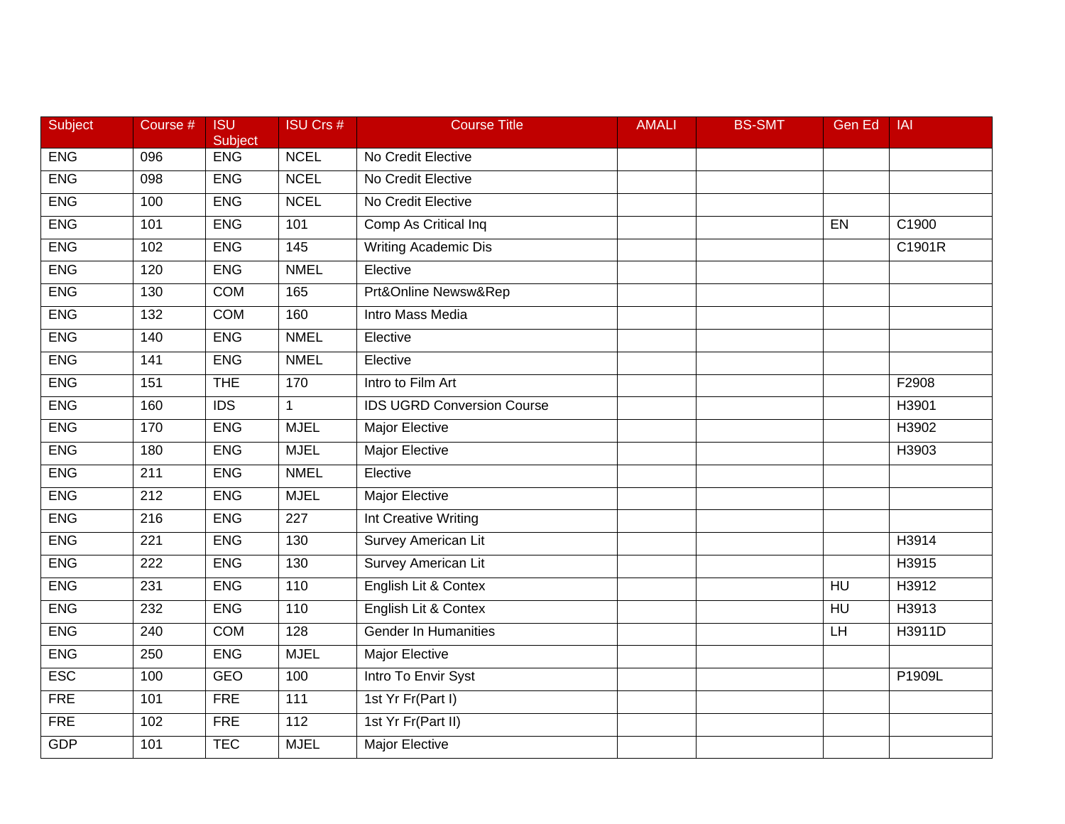| Subject | Course # | ISU Subject | ISU Crs # | Course Title | AMALI | BS-SMT | Gen Ed | IAI |
|---|---|---|---|---|---|---|---|---|
| ENG | 096 | ENG | NCEL | No Credit Elective | | | | |
| ENG | 098 | ENG | NCEL | No Credit Elective | | | | |
| ENG | 100 | ENG | NCEL | No Credit Elective | | | | |
| ENG | 101 | ENG | 101 | Comp As Critical Inq | | | EN | C1900 |
| ENG | 102 | ENG | 145 | Writing Academic Dis | | | | C1901R |
| ENG | 120 | ENG | NMEL | Elective | | | | |
| ENG | 130 | COM | 165 | Prt&Online Newsw&Rep | | | | |
| ENG | 132 | COM | 160 | Intro Mass Media | | | | |
| ENG | 140 | ENG | NMEL | Elective | | | | |
| ENG | 141 | ENG | NMEL | Elective | | | | |
| ENG | 151 | THE | 170 | Intro to Film Art | | | | F2908 |
| ENG | 160 | IDS | 1 | IDS UGRD Conversion Course | | | | H3901 |
| ENG | 170 | ENG | MJEL | Major Elective | | | | H3902 |
| ENG | 180 | ENG | MJEL | Major Elective | | | | H3903 |
| ENG | 211 | ENG | NMEL | Elective | | | | |
| ENG | 212 | ENG | MJEL | Major Elective | | | | |
| ENG | 216 | ENG | 227 | Int Creative Writing | | | | |
| ENG | 221 | ENG | 130 | Survey American Lit | | | | H3914 |
| ENG | 222 | ENG | 130 | Survey American Lit | | | | H3915 |
| ENG | 231 | ENG | 110 | English Lit & Contex | | | HU | H3912 |
| ENG | 232 | ENG | 110 | English Lit & Contex | | | HU | H3913 |
| ENG | 240 | COM | 128 | Gender In Humanities | | | LH | H3911D |
| ENG | 250 | ENG | MJEL | Major Elective | | | | |
| ESC | 100 | GEO | 100 | Intro To Envir Syst | | | | P1909L |
| FRE | 101 | FRE | 111 | 1st Yr Fr(Part I) | | | | |
| FRE | 102 | FRE | 112 | 1st Yr Fr(Part II) | | | | |
| GDP | 101 | TEC | MJEL | Major Elective | | | | |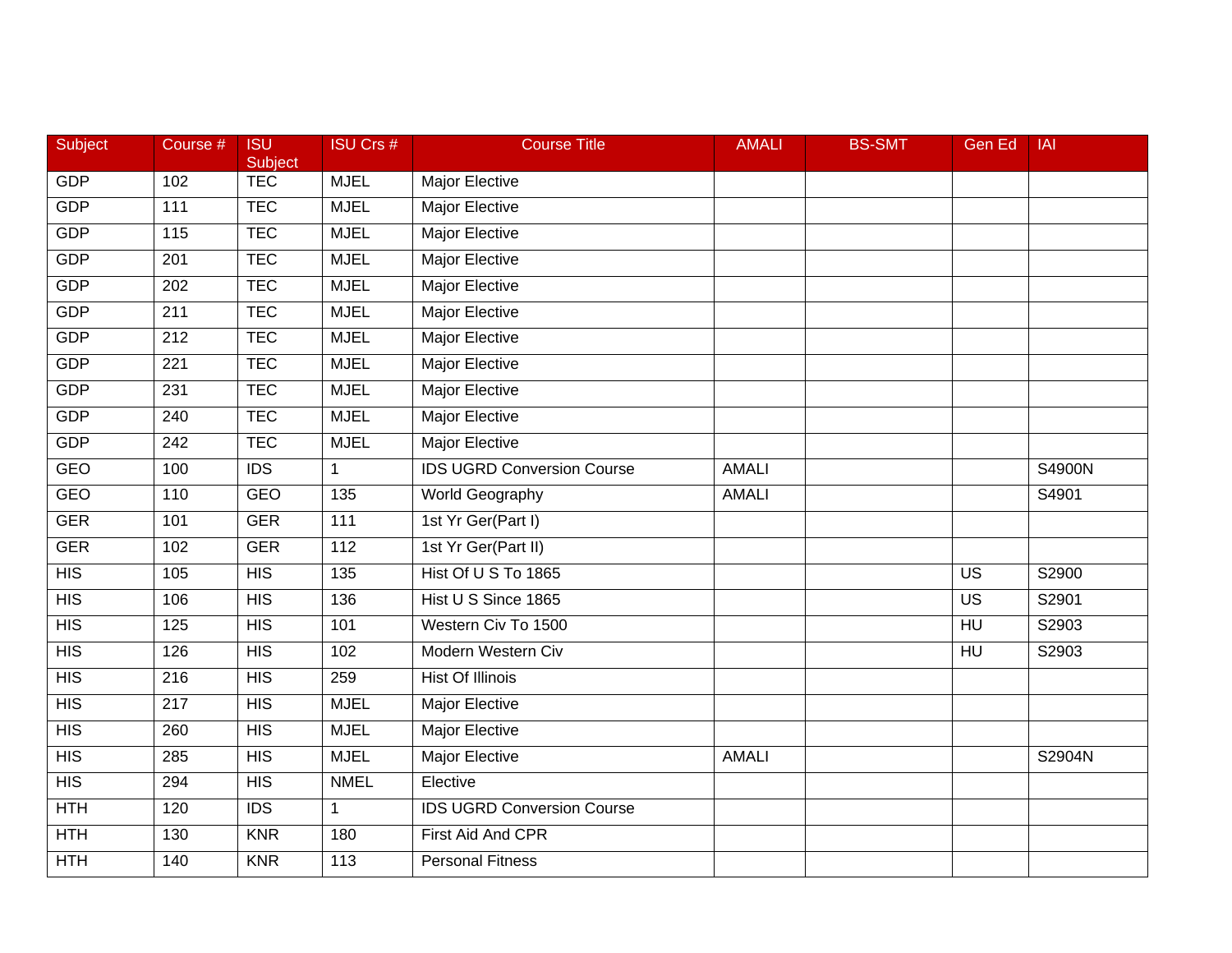| Subject | Course # | ISU Subject | ISU Crs # | Course Title | AMALI | BS-SMT | Gen Ed | IAI |
|---|---|---|---|---|---|---|---|---|
| GDP | 102 | TEC | MJEL | Major Elective | | | | |
| GDP | 111 | TEC | MJEL | Major Elective | | | | |
| GDP | 115 | TEC | MJEL | Major Elective | | | | |
| GDP | 201 | TEC | MJEL | Major Elective | | | | |
| GDP | 202 | TEC | MJEL | Major Elective | | | | |
| GDP | 211 | TEC | MJEL | Major Elective | | | | |
| GDP | 212 | TEC | MJEL | Major Elective | | | | |
| GDP | 221 | TEC | MJEL | Major Elective | | | | |
| GDP | 231 | TEC | MJEL | Major Elective | | | | |
| GDP | 240 | TEC | MJEL | Major Elective | | | | |
| GDP | 242 | TEC | MJEL | Major Elective | | | | |
| GEO | 100 | IDS | 1 | IDS UGRD Conversion Course | AMALI | | | S4900N |
| GEO | 110 | GEO | 135 | World Geography | AMALI | | | S4901 |
| GER | 101 | GER | 111 | 1st Yr Ger(Part I) | | | | |
| GER | 102 | GER | 112 | 1st Yr Ger(Part II) | | | | |
| HIS | 105 | HIS | 135 | Hist Of U S To 1865 | | | US | S2900 |
| HIS | 106 | HIS | 136 | Hist U S Since 1865 | | | US | S2901 |
| HIS | 125 | HIS | 101 | Western Civ To 1500 | | | HU | S2903 |
| HIS | 126 | HIS | 102 | Modern Western Civ | | | HU | S2903 |
| HIS | 216 | HIS | 259 | Hist Of Illinois | | | | |
| HIS | 217 | HIS | MJEL | Major Elective | | | | |
| HIS | 260 | HIS | MJEL | Major Elective | | | | |
| HIS | 285 | HIS | MJEL | Major Elective | AMALI | | | S2904N |
| HIS | 294 | HIS | NMEL | Elective | | | | |
| HTH | 120 | IDS | 1 | IDS UGRD Conversion Course | | | | |
| HTH | 130 | KNR | 180 | First Aid And CPR | | | | |
| HTH | 140 | KNR | 113 | Personal Fitness | | | | |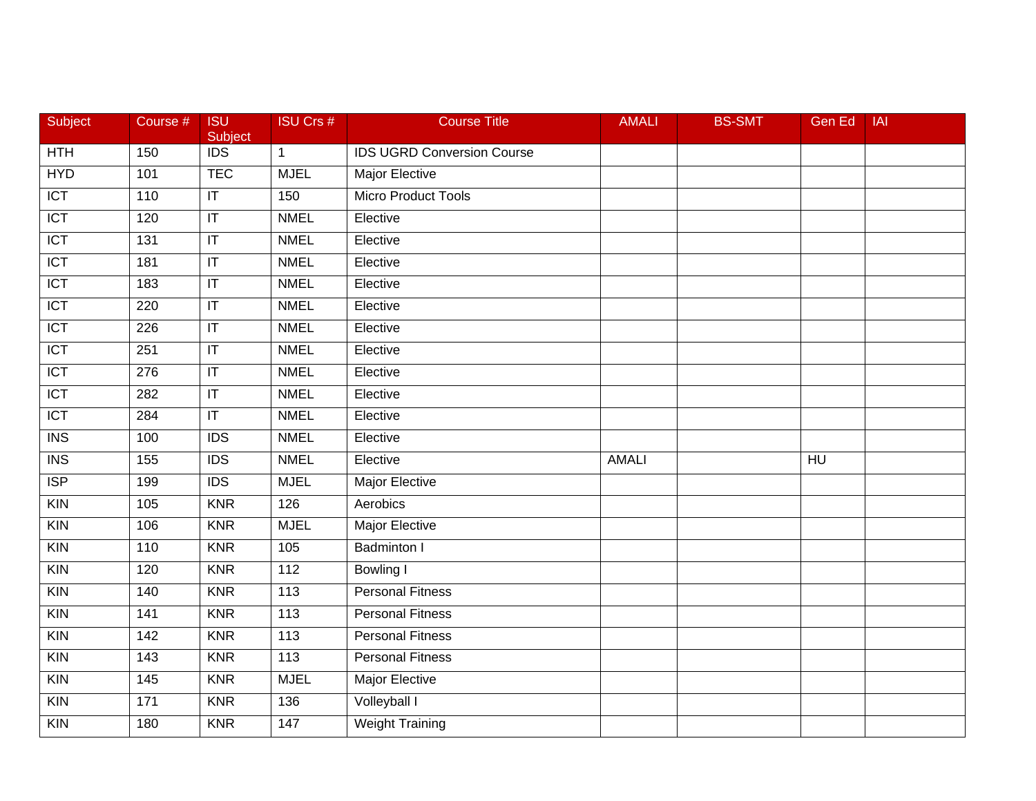| Subject | Course # | ISU Subject | ISU Crs # | Course Title | AMALI | BS-SMT | Gen Ed | IAI |
|---|---|---|---|---|---|---|---|---|
| HTH | 150 | IDS | 1 | IDS UGRD Conversion Course | | | | |
| HYD | 101 | TEC | MJEL | Major Elective | | | | |
| ICT | 110 | IT | 150 | Micro Product Tools | | | | |
| ICT | 120 | IT | NMEL | Elective | | | | |
| ICT | 131 | IT | NMEL | Elective | | | | |
| ICT | 181 | IT | NMEL | Elective | | | | |
| ICT | 183 | IT | NMEL | Elective | | | | |
| ICT | 220 | IT | NMEL | Elective | | | | |
| ICT | 226 | IT | NMEL | Elective | | | | |
| ICT | 251 | IT | NMEL | Elective | | | | |
| ICT | 276 | IT | NMEL | Elective | | | | |
| ICT | 282 | IT | NMEL | Elective | | | | |
| ICT | 284 | IT | NMEL | Elective | | | | |
| INS | 100 | IDS | NMEL | Elective | | | | |
| INS | 155 | IDS | NMEL | Elective | AMALI | | HU | |
| ISP | 199 | IDS | MJEL | Major Elective | | | | |
| KIN | 105 | KNR | 126 | Aerobics | | | | |
| KIN | 106 | KNR | MJEL | Major Elective | | | | |
| KIN | 110 | KNR | 105 | Badminton I | | | | |
| KIN | 120 | KNR | 112 | Bowling I | | | | |
| KIN | 140 | KNR | 113 | Personal Fitness | | | | |
| KIN | 141 | KNR | 113 | Personal Fitness | | | | |
| KIN | 142 | KNR | 113 | Personal Fitness | | | | |
| KIN | 143 | KNR | 113 | Personal Fitness | | | | |
| KIN | 145 | KNR | MJEL | Major Elective | | | | |
| KIN | 171 | KNR | 136 | Volleyball I | | | | |
| KIN | 180 | KNR | 147 | Weight Training | | | | |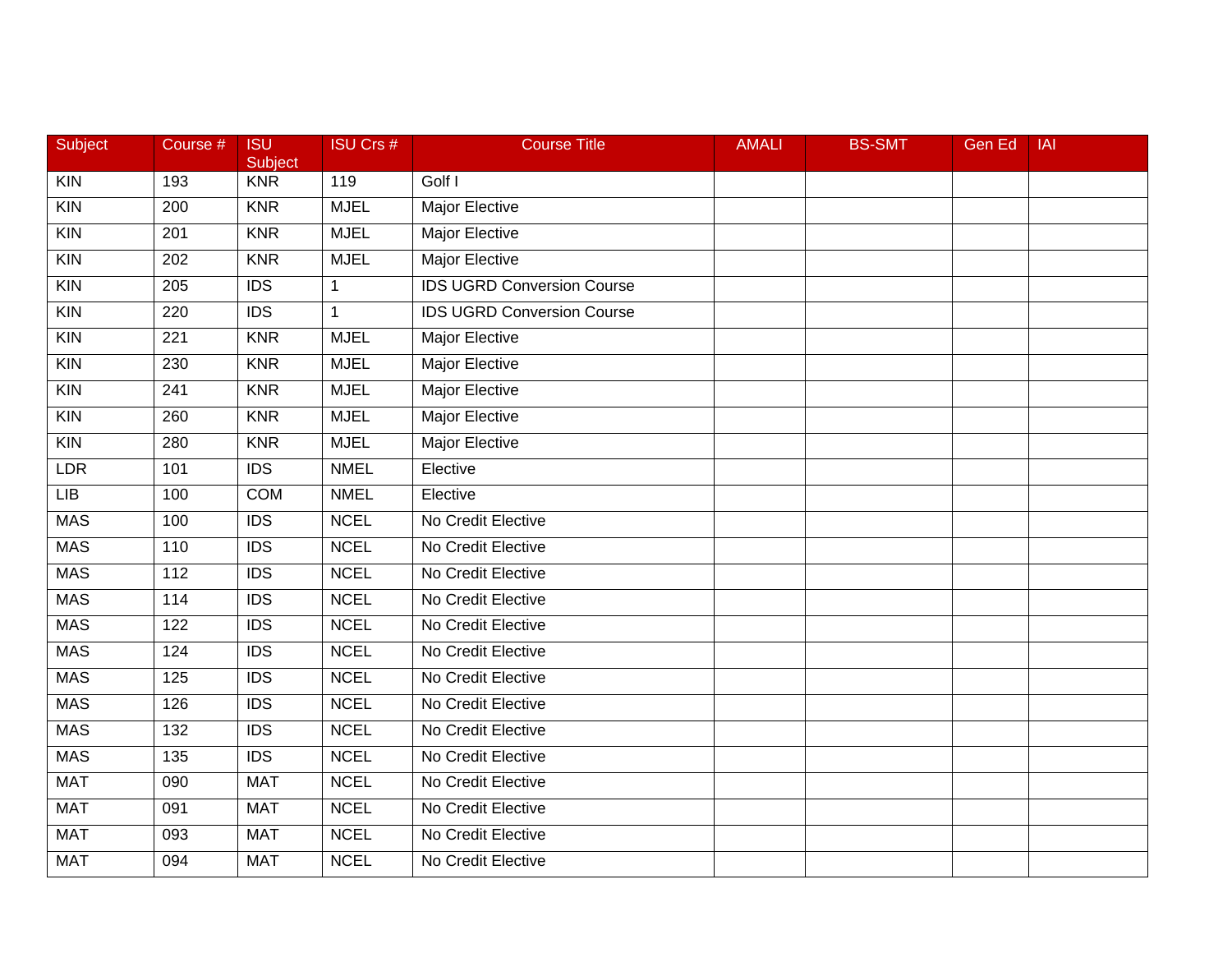| Subject | Course # | ISU Subject | ISU Crs # | Course Title | AMALI | BS-SMT | Gen Ed | IAI |
|---|---|---|---|---|---|---|---|---|
| KIN | 193 | KNR | 119 | Golf I | | | | |
| KIN | 200 | KNR | MJEL | Major Elective | | | | |
| KIN | 201 | KNR | MJEL | Major Elective | | | | |
| KIN | 202 | KNR | MJEL | Major Elective | | | | |
| KIN | 205 | IDS | 1 | IDS UGRD Conversion Course | | | | |
| KIN | 220 | IDS | 1 | IDS UGRD Conversion Course | | | | |
| KIN | 221 | KNR | MJEL | Major Elective | | | | |
| KIN | 230 | KNR | MJEL | Major Elective | | | | |
| KIN | 241 | KNR | MJEL | Major Elective | | | | |
| KIN | 260 | KNR | MJEL | Major Elective | | | | |
| KIN | 280 | KNR | MJEL | Major Elective | | | | |
| LDR | 101 | IDS | NMEL | Elective | | | | |
| LIB | 100 | COM | NMEL | Elective | | | | |
| MAS | 100 | IDS | NCEL | No Credit Elective | | | | |
| MAS | 110 | IDS | NCEL | No Credit Elective | | | | |
| MAS | 112 | IDS | NCEL | No Credit Elective | | | | |
| MAS | 114 | IDS | NCEL | No Credit Elective | | | | |
| MAS | 122 | IDS | NCEL | No Credit Elective | | | | |
| MAS | 124 | IDS | NCEL | No Credit Elective | | | | |
| MAS | 125 | IDS | NCEL | No Credit Elective | | | | |
| MAS | 126 | IDS | NCEL | No Credit Elective | | | | |
| MAS | 132 | IDS | NCEL | No Credit Elective | | | | |
| MAS | 135 | IDS | NCEL | No Credit Elective | | | | |
| MAT | 090 | MAT | NCEL | No Credit Elective | | | | |
| MAT | 091 | MAT | NCEL | No Credit Elective | | | | |
| MAT | 093 | MAT | NCEL | No Credit Elective | | | | |
| MAT | 094 | MAT | NCEL | No Credit Elective | | | | |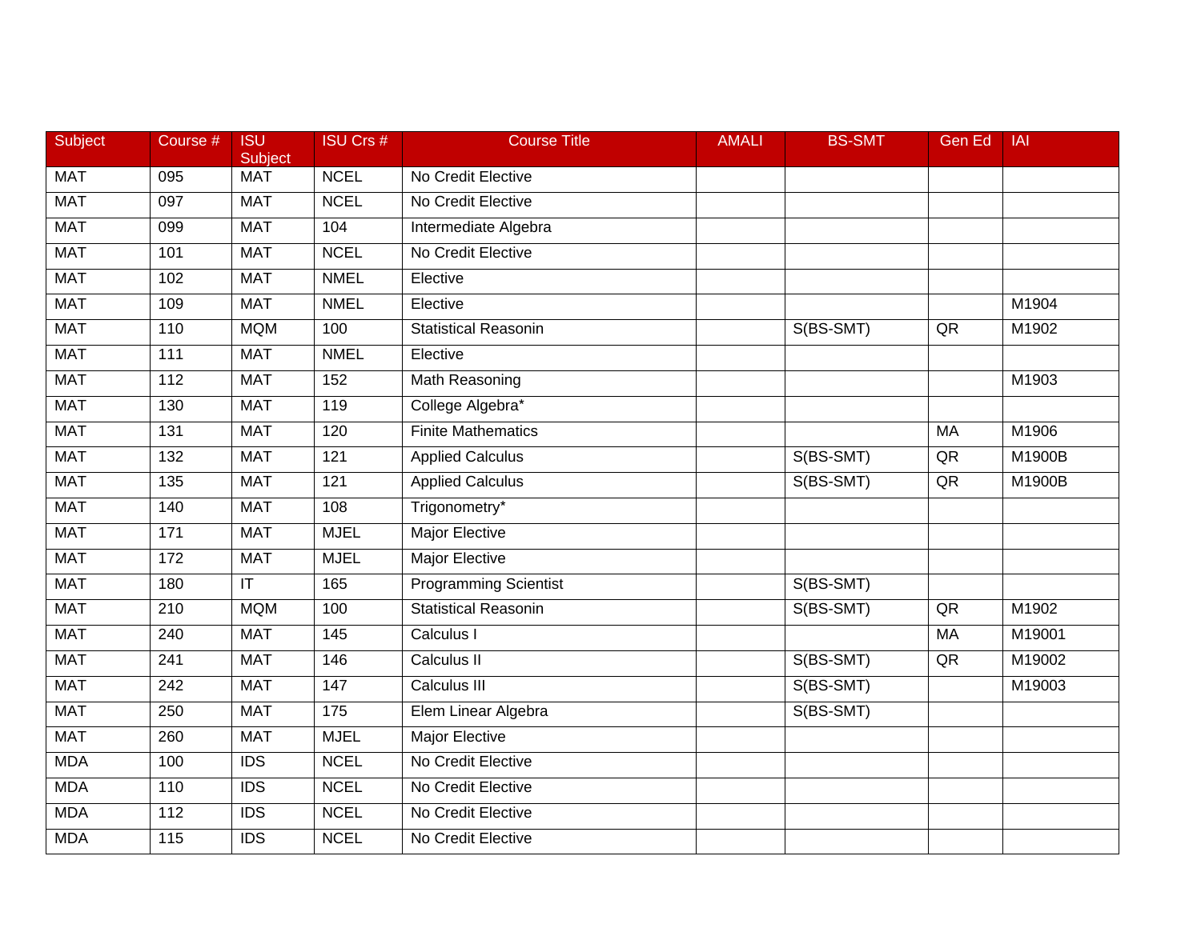| Subject | Course # | ISU Subject | ISU Crs # | Course Title | AMALI | BS-SMT | Gen Ed | IAI |
|---|---|---|---|---|---|---|---|---|
| MAT | 095 | MAT | NCEL | No Credit Elective | | | | |
| MAT | 097 | MAT | NCEL | No Credit Elective | | | | |
| MAT | 099 | MAT | 104 | Intermediate Algebra | | | | |
| MAT | 101 | MAT | NCEL | No Credit Elective | | | | |
| MAT | 102 | MAT | NMEL | Elective | | | | |
| MAT | 109 | MAT | NMEL | Elective | | | | M1904 |
| MAT | 110 | MQM | 100 | Statistical Reasonin | | S(BS-SMT) | QR | M1902 |
| MAT | 111 | MAT | NMEL | Elective | | | | |
| MAT | 112 | MAT | 152 | Math Reasoning | | | | M1903 |
| MAT | 130 | MAT | 119 | College Algebra* | | | | |
| MAT | 131 | MAT | 120 | Finite Mathematics | | | MA | M1906 |
| MAT | 132 | MAT | 121 | Applied Calculus | | S(BS-SMT) | QR | M1900B |
| MAT | 135 | MAT | 121 | Applied Calculus | | S(BS-SMT) | QR | M1900B |
| MAT | 140 | MAT | 108 | Trigonometry* | | | | |
| MAT | 171 | MAT | MJEL | Major Elective | | | | |
| MAT | 172 | MAT | MJEL | Major Elective | | | | |
| MAT | 180 | IT | 165 | Programming Scientist | | S(BS-SMT) | | |
| MAT | 210 | MQM | 100 | Statistical Reasonin | | S(BS-SMT) | QR | M1902 |
| MAT | 240 | MAT | 145 | Calculus I | | | MA | M19001 |
| MAT | 241 | MAT | 146 | Calculus II | | S(BS-SMT) | QR | M19002 |
| MAT | 242 | MAT | 147 | Calculus III | | S(BS-SMT) | | M19003 |
| MAT | 250 | MAT | 175 | Elem Linear Algebra | | S(BS-SMT) | | |
| MAT | 260 | MAT | MJEL | Major Elective | | | | |
| MDA | 100 | IDS | NCEL | No Credit Elective | | | | |
| MDA | 110 | IDS | NCEL | No Credit Elective | | | | |
| MDA | 112 | IDS | NCEL | No Credit Elective | | | | |
| MDA | 115 | IDS | NCEL | No Credit Elective | | | | |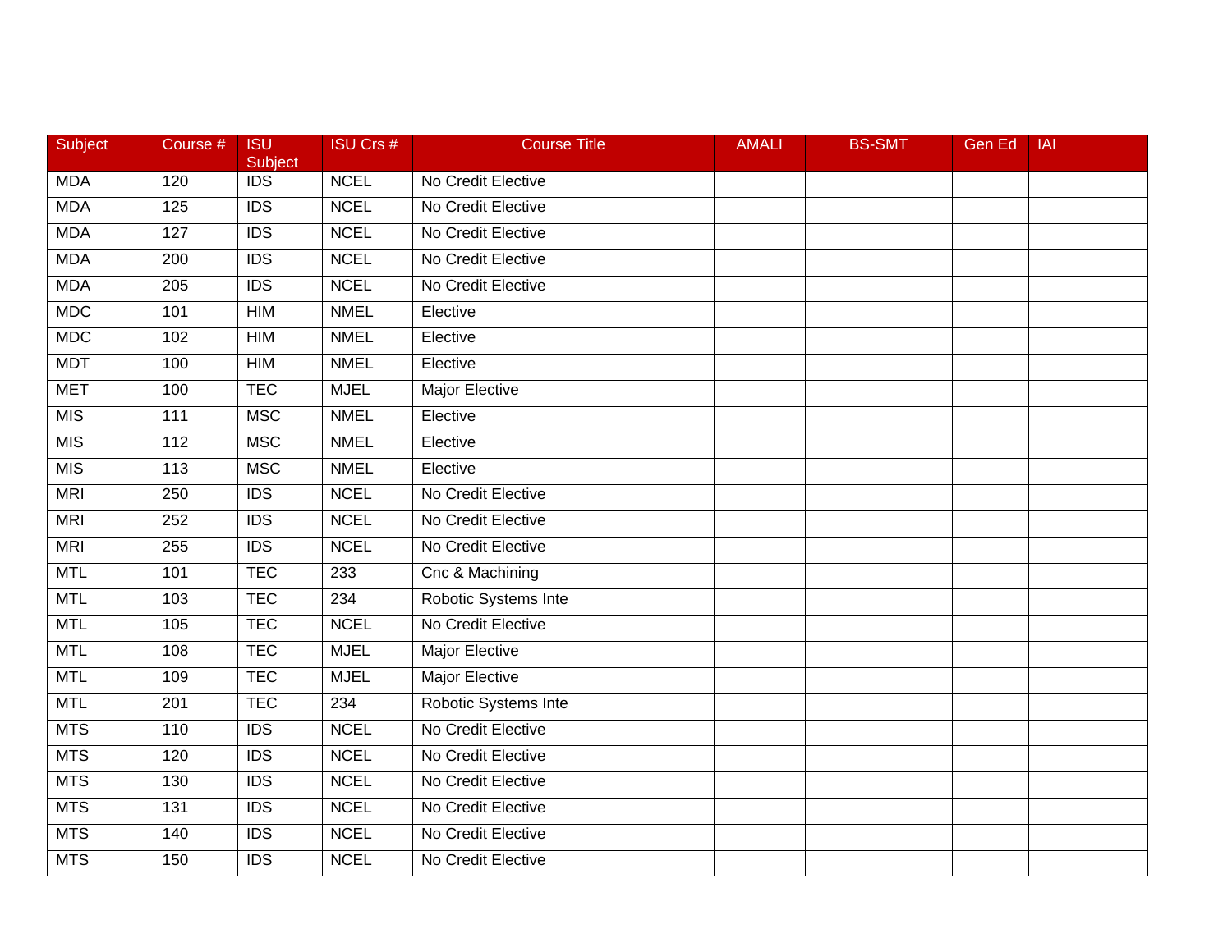| Subject | Course # | ISU Subject | ISU Crs # | Course Title | AMALI | BS-SMT | Gen Ed | IAI |
|---|---|---|---|---|---|---|---|---|
| MDA | 120 | IDS | NCEL | No Credit Elective | | | | |
| MDA | 125 | IDS | NCEL | No Credit Elective | | | | |
| MDA | 127 | IDS | NCEL | No Credit Elective | | | | |
| MDA | 200 | IDS | NCEL | No Credit Elective | | | | |
| MDA | 205 | IDS | NCEL | No Credit Elective | | | | |
| MDC | 101 | HIM | NMEL | Elective | | | | |
| MDC | 102 | HIM | NMEL | Elective | | | | |
| MDT | 100 | HIM | NMEL | Elective | | | | |
| MET | 100 | TEC | MJEL | Major Elective | | | | |
| MIS | 111 | MSC | NMEL | Elective | | | | |
| MIS | 112 | MSC | NMEL | Elective | | | | |
| MIS | 113 | MSC | NMEL | Elective | | | | |
| MRI | 250 | IDS | NCEL | No Credit Elective | | | | |
| MRI | 252 | IDS | NCEL | No Credit Elective | | | | |
| MRI | 255 | IDS | NCEL | No Credit Elective | | | | |
| MTL | 101 | TEC | 233 | Cnc & Machining | | | | |
| MTL | 103 | TEC | 234 | Robotic Systems Inte | | | | |
| MTL | 105 | TEC | NCEL | No Credit Elective | | | | |
| MTL | 108 | TEC | MJEL | Major Elective | | | | |
| MTL | 109 | TEC | MJEL | Major Elective | | | | |
| MTL | 201 | TEC | 234 | Robotic Systems Inte | | | | |
| MTS | 110 | IDS | NCEL | No Credit Elective | | | | |
| MTS | 120 | IDS | NCEL | No Credit Elective | | | | |
| MTS | 130 | IDS | NCEL | No Credit Elective | | | | |
| MTS | 131 | IDS | NCEL | No Credit Elective | | | | |
| MTS | 140 | IDS | NCEL | No Credit Elective | | | | |
| MTS | 150 | IDS | NCEL | No Credit Elective | | | | |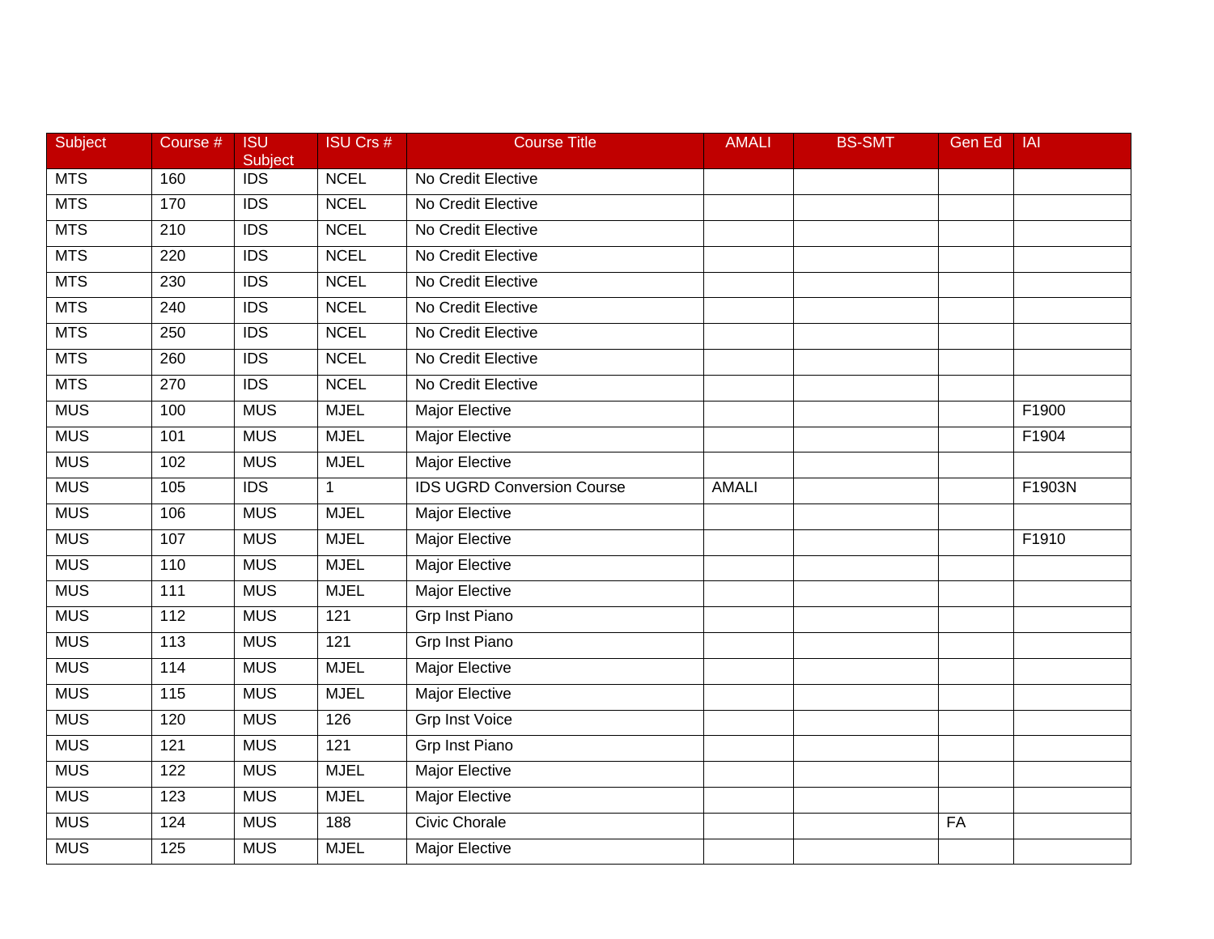| Subject | Course # | ISU Subject | ISU Crs # | Course Title | AMALI | BS-SMT | Gen Ed | IAI |
|---|---|---|---|---|---|---|---|---|
| MTS | 160 | IDS | NCEL | No Credit Elective | | | | |
| MTS | 170 | IDS | NCEL | No Credit Elective | | | | |
| MTS | 210 | IDS | NCEL | No Credit Elective | | | | |
| MTS | 220 | IDS | NCEL | No Credit Elective | | | | |
| MTS | 230 | IDS | NCEL | No Credit Elective | | | | |
| MTS | 240 | IDS | NCEL | No Credit Elective | | | | |
| MTS | 250 | IDS | NCEL | No Credit Elective | | | | |
| MTS | 260 | IDS | NCEL | No Credit Elective | | | | |
| MTS | 270 | IDS | NCEL | No Credit Elective | | | | |
| MUS | 100 | MUS | MJEL | Major Elective | | | | F1900 |
| MUS | 101 | MUS | MJEL | Major Elective | | | | F1904 |
| MUS | 102 | MUS | MJEL | Major Elective | | | | |
| MUS | 105 | IDS | 1 | IDS UGRD Conversion Course | AMALI | | | F1903N |
| MUS | 106 | MUS | MJEL | Major Elective | | | | |
| MUS | 107 | MUS | MJEL | Major Elective | | | | F1910 |
| MUS | 110 | MUS | MJEL | Major Elective | | | | |
| MUS | 111 | MUS | MJEL | Major Elective | | | | |
| MUS | 112 | MUS | 121 | Grp Inst Piano | | | | |
| MUS | 113 | MUS | 121 | Grp Inst Piano | | | | |
| MUS | 114 | MUS | MJEL | Major Elective | | | | |
| MUS | 115 | MUS | MJEL | Major Elective | | | | |
| MUS | 120 | MUS | 126 | Grp Inst Voice | | | | |
| MUS | 121 | MUS | 121 | Grp Inst Piano | | | | |
| MUS | 122 | MUS | MJEL | Major Elective | | | | |
| MUS | 123 | MUS | MJEL | Major Elective | | | | |
| MUS | 124 | MUS | 188 | Civic Chorale | | | FA | |
| MUS | 125 | MUS | MJEL | Major Elective | | | | |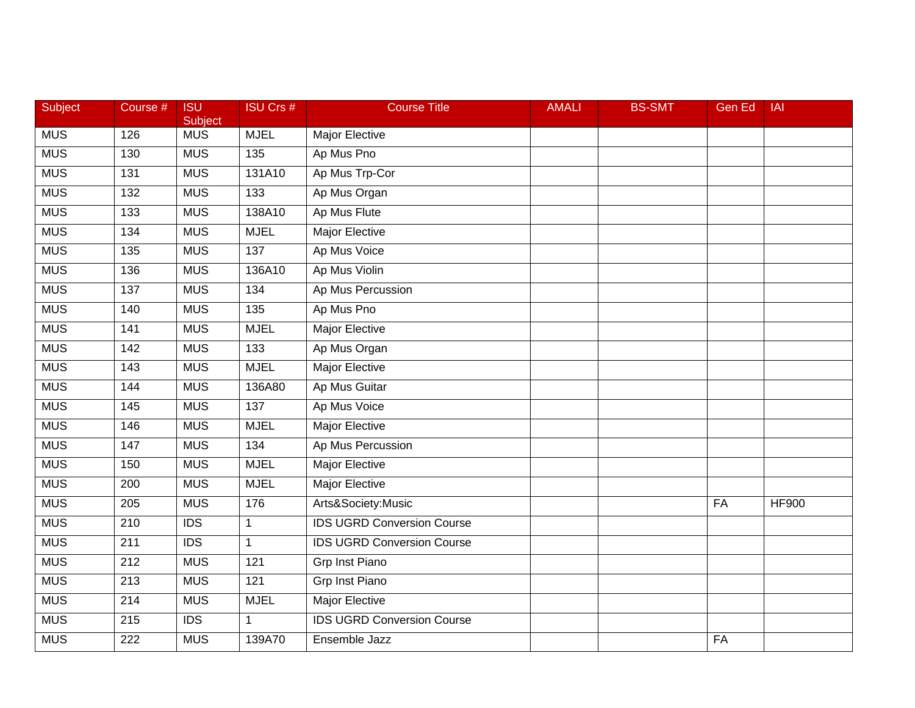| Subject | Course # | ISU Subject | ISU Crs # | Course Title | AMALI | BS-SMT | Gen Ed | IAI |
|---|---|---|---|---|---|---|---|---|
| MUS | 126 | MUS | MJEL | Major Elective | | | | |
| MUS | 130 | MUS | 135 | Ap Mus Pno | | | | |
| MUS | 131 | MUS | 131A10 | Ap Mus Trp-Cor | | | | |
| MUS | 132 | MUS | 133 | Ap Mus Organ | | | | |
| MUS | 133 | MUS | 138A10 | Ap Mus Flute | | | | |
| MUS | 134 | MUS | MJEL | Major Elective | | | | |
| MUS | 135 | MUS | 137 | Ap Mus Voice | | | | |
| MUS | 136 | MUS | 136A10 | Ap Mus Violin | | | | |
| MUS | 137 | MUS | 134 | Ap Mus Percussion | | | | |
| MUS | 140 | MUS | 135 | Ap Mus Pno | | | | |
| MUS | 141 | MUS | MJEL | Major Elective | | | | |
| MUS | 142 | MUS | 133 | Ap Mus Organ | | | | |
| MUS | 143 | MUS | MJEL | Major Elective | | | | |
| MUS | 144 | MUS | 136A80 | Ap Mus Guitar | | | | |
| MUS | 145 | MUS | 137 | Ap Mus Voice | | | | |
| MUS | 146 | MUS | MJEL | Major Elective | | | | |
| MUS | 147 | MUS | 134 | Ap Mus Percussion | | | | |
| MUS | 150 | MUS | MJEL | Major Elective | | | | |
| MUS | 200 | MUS | MJEL | Major Elective | | | | |
| MUS | 205 | MUS | 176 | Arts&Society:Music | | | FA | HF900 |
| MUS | 210 | IDS | 1 | IDS UGRD Conversion Course | | | | |
| MUS | 211 | IDS | 1 | IDS UGRD Conversion Course | | | | |
| MUS | 212 | MUS | 121 | Grp Inst Piano | | | | |
| MUS | 213 | MUS | 121 | Grp Inst Piano | | | | |
| MUS | 214 | MUS | MJEL | Major Elective | | | | |
| MUS | 215 | IDS | 1 | IDS UGRD Conversion Course | | | | |
| MUS | 222 | MUS | 139A70 | Ensemble Jazz | | | FA | |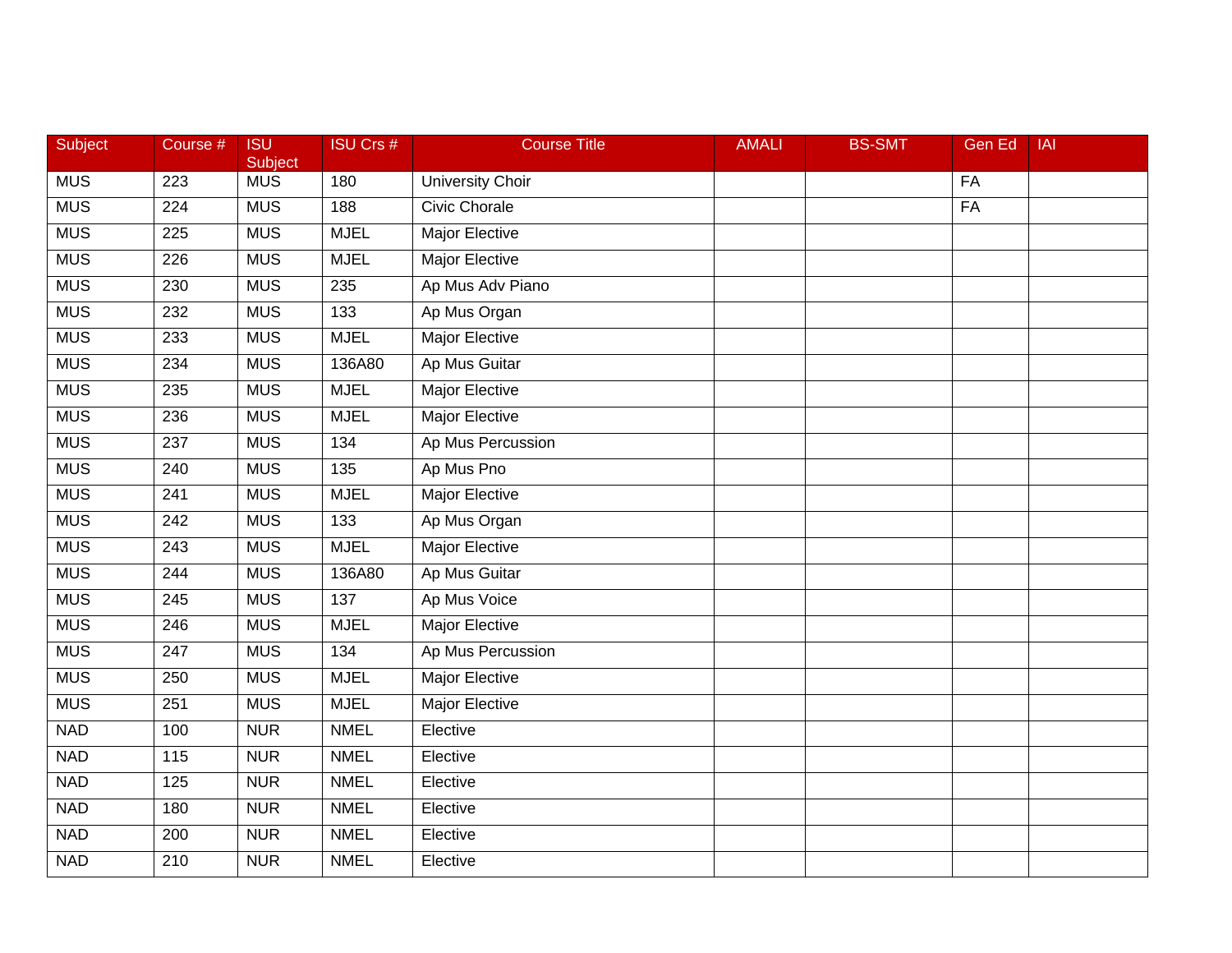| Subject | Course # | ISU Subject | ISU Crs # | Course Title | AMALI | BS-SMT | Gen Ed | IAI |
|---|---|---|---|---|---|---|---|---|
| MUS | 223 | MUS | 180 | University Choir | | | FA | |
| MUS | 224 | MUS | 188 | Civic Chorale | | | FA | |
| MUS | 225 | MUS | MJEL | Major Elective | | | | |
| MUS | 226 | MUS | MJEL | Major Elective | | | | |
| MUS | 230 | MUS | 235 | Ap Mus Adv Piano | | | | |
| MUS | 232 | MUS | 133 | Ap Mus Organ | | | | |
| MUS | 233 | MUS | MJEL | Major Elective | | | | |
| MUS | 234 | MUS | 136A80 | Ap Mus Guitar | | | | |
| MUS | 235 | MUS | MJEL | Major Elective | | | | |
| MUS | 236 | MUS | MJEL | Major Elective | | | | |
| MUS | 237 | MUS | 134 | Ap Mus Percussion | | | | |
| MUS | 240 | MUS | 135 | Ap Mus Pno | | | | |
| MUS | 241 | MUS | MJEL | Major Elective | | | | |
| MUS | 242 | MUS | 133 | Ap Mus Organ | | | | |
| MUS | 243 | MUS | MJEL | Major Elective | | | | |
| MUS | 244 | MUS | 136A80 | Ap Mus Guitar | | | | |
| MUS | 245 | MUS | 137 | Ap Mus Voice | | | | |
| MUS | 246 | MUS | MJEL | Major Elective | | | | |
| MUS | 247 | MUS | 134 | Ap Mus Percussion | | | | |
| MUS | 250 | MUS | MJEL | Major Elective | | | | |
| MUS | 251 | MUS | MJEL | Major Elective | | | | |
| NAD | 100 | NUR | NMEL | Elective | | | | |
| NAD | 115 | NUR | NMEL | Elective | | | | |
| NAD | 125 | NUR | NMEL | Elective | | | | |
| NAD | 180 | NUR | NMEL | Elective | | | | |
| NAD | 200 | NUR | NMEL | Elective | | | | |
| NAD | 210 | NUR | NMEL | Elective | | | | |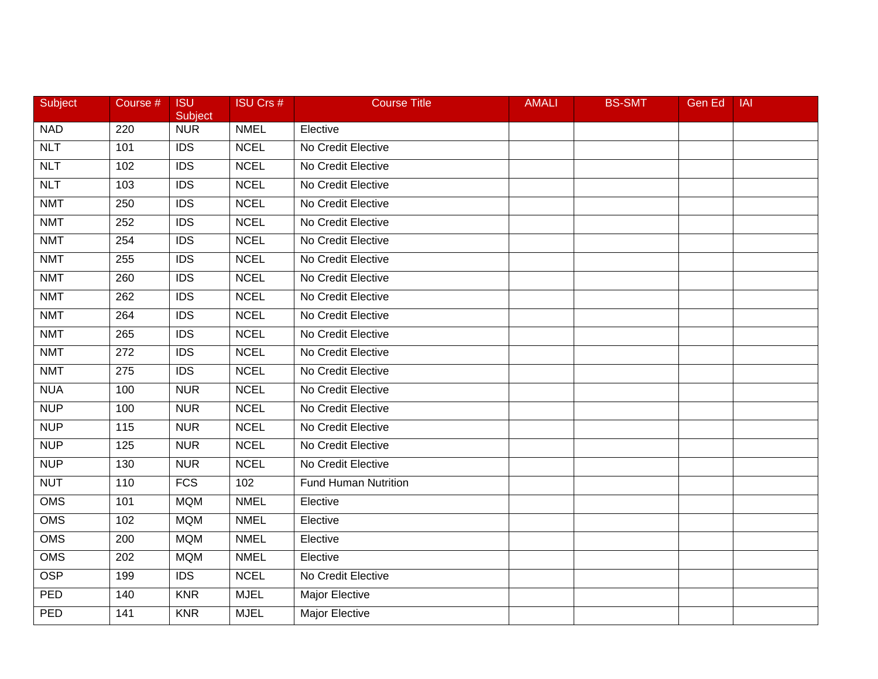| Subject | Course # | ISU Subject | ISU Crs # | Course Title | AMALI | BS-SMT | Gen Ed | IAI |
|---|---|---|---|---|---|---|---|---|
| NAD | 220 | NUR | NMEL | Elective | | | | |
| NLT | 101 | IDS | NCEL | No Credit Elective | | | | |
| NLT | 102 | IDS | NCEL | No Credit Elective | | | | |
| NLT | 103 | IDS | NCEL | No Credit Elective | | | | |
| NMT | 250 | IDS | NCEL | No Credit Elective | | | | |
| NMT | 252 | IDS | NCEL | No Credit Elective | | | | |
| NMT | 254 | IDS | NCEL | No Credit Elective | | | | |
| NMT | 255 | IDS | NCEL | No Credit Elective | | | | |
| NMT | 260 | IDS | NCEL | No Credit Elective | | | | |
| NMT | 262 | IDS | NCEL | No Credit Elective | | | | |
| NMT | 264 | IDS | NCEL | No Credit Elective | | | | |
| NMT | 265 | IDS | NCEL | No Credit Elective | | | | |
| NMT | 272 | IDS | NCEL | No Credit Elective | | | | |
| NMT | 275 | IDS | NCEL | No Credit Elective | | | | |
| NUA | 100 | NUR | NCEL | No Credit Elective | | | | |
| NUP | 100 | NUR | NCEL | No Credit Elective | | | | |
| NUP | 115 | NUR | NCEL | No Credit Elective | | | | |
| NUP | 125 | NUR | NCEL | No Credit Elective | | | | |
| NUP | 130 | NUR | NCEL | No Credit Elective | | | | |
| NUT | 110 | FCS | 102 | Fund Human Nutrition | | | | |
| OMS | 101 | MQM | NMEL | Elective | | | | |
| OMS | 102 | MQM | NMEL | Elective | | | | |
| OMS | 200 | MQM | NMEL | Elective | | | | |
| OMS | 202 | MQM | NMEL | Elective | | | | |
| OSP | 199 | IDS | NCEL | No Credit Elective | | | | |
| PED | 140 | KNR | MJEL | Major Elective | | | | |
| PED | 141 | KNR | MJEL | Major Elective | | | | |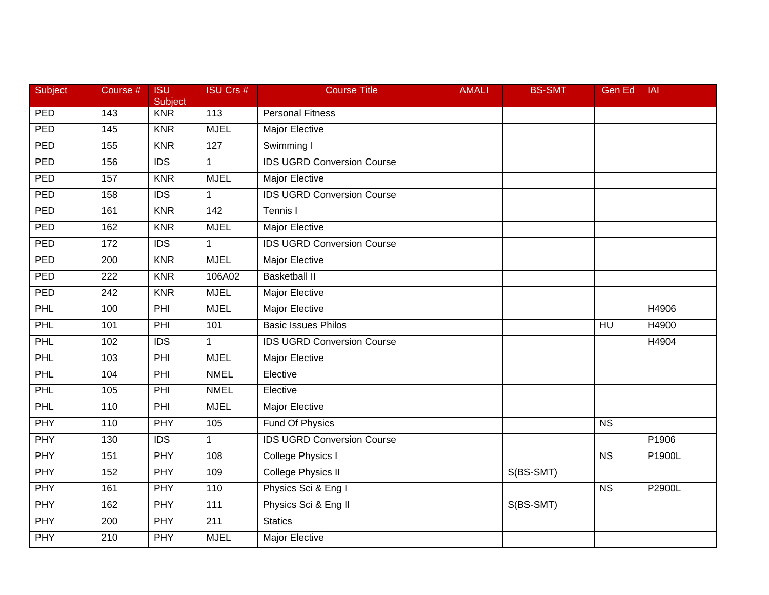| Subject | Course # | ISU Subject | ISU Crs # | Course Title | AMALI | BS-SMT | Gen Ed | IAI |
|---|---|---|---|---|---|---|---|---|
| PED | 143 | KNR | 113 | Personal Fitness | | | | |
| PED | 145 | KNR | MJEL | Major Elective | | | | |
| PED | 155 | KNR | 127 | Swimming I | | | | |
| PED | 156 | IDS | 1 | IDS UGRD Conversion Course | | | | |
| PED | 157 | KNR | MJEL | Major Elective | | | | |
| PED | 158 | IDS | 1 | IDS UGRD Conversion Course | | | | |
| PED | 161 | KNR | 142 | Tennis I | | | | |
| PED | 162 | KNR | MJEL | Major Elective | | | | |
| PED | 172 | IDS | 1 | IDS UGRD Conversion Course | | | | |
| PED | 200 | KNR | MJEL | Major Elective | | | | |
| PED | 222 | KNR | 106A02 | Basketball II | | | | |
| PED | 242 | KNR | MJEL | Major Elective | | | | |
| PHL | 100 | PHI | MJEL | Major Elective | | | | H4906 |
| PHL | 101 | PHI | 101 | Basic Issues Philos | | | HU | H4900 |
| PHL | 102 | IDS | 1 | IDS UGRD Conversion Course | | | | H4904 |
| PHL | 103 | PHI | MJEL | Major Elective | | | | |
| PHL | 104 | PHI | NMEL | Elective | | | | |
| PHL | 105 | PHI | NMEL | Elective | | | | |
| PHL | 110 | PHI | MJEL | Major Elective | | | | |
| PHY | 110 | PHY | 105 | Fund Of Physics | | | NS | |
| PHY | 130 | IDS | 1 | IDS UGRD Conversion Course | | | | P1906 |
| PHY | 151 | PHY | 108 | College Physics I | | | NS | P1900L |
| PHY | 152 | PHY | 109 | College Physics II | | S(BS-SMT) | | |
| PHY | 161 | PHY | 110 | Physics Sci & Eng I | | | NS | P2900L |
| PHY | 162 | PHY | 111 | Physics Sci & Eng II | | S(BS-SMT) | | |
| PHY | 200 | PHY | 211 | Statics | | | | |
| PHY | 210 | PHY | MJEL | Major Elective | | | | |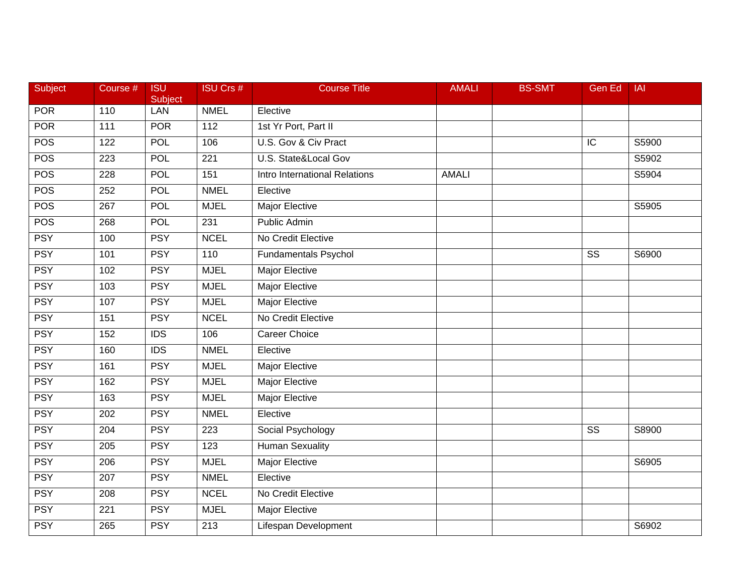| Subject | Course # | ISU Subject | ISU Crs # | Course Title | AMALI | BS-SMT | Gen Ed | IAI |
|---|---|---|---|---|---|---|---|---|
| POR | 110 | LAN | NMEL | Elective | | | | |
| POR | 111 | POR | 112 | 1st Yr Port, Part II | | | | |
| POS | 122 | POL | 106 | U.S. Gov & Civ Pract | | | IC | S5900 |
| POS | 223 | POL | 221 | U.S. State&Local Gov | | | | S5902 |
| POS | 228 | POL | 151 | Intro International Relations | AMALI | | | S5904 |
| POS | 252 | POL | NMEL | Elective | | | | |
| POS | 267 | POL | MJEL | Major Elective | | | | S5905 |
| POS | 268 | POL | 231 | Public Admin | | | | |
| PSY | 100 | PSY | NCEL | No Credit Elective | | | | |
| PSY | 101 | PSY | 110 | Fundamentals Psychol | | | SS | S6900 |
| PSY | 102 | PSY | MJEL | Major Elective | | | | |
| PSY | 103 | PSY | MJEL | Major Elective | | | | |
| PSY | 107 | PSY | MJEL | Major Elective | | | | |
| PSY | 151 | PSY | NCEL | No Credit Elective | | | | |
| PSY | 152 | IDS | 106 | Career Choice | | | | |
| PSY | 160 | IDS | NMEL | Elective | | | | |
| PSY | 161 | PSY | MJEL | Major Elective | | | | |
| PSY | 162 | PSY | MJEL | Major Elective | | | | |
| PSY | 163 | PSY | MJEL | Major Elective | | | | |
| PSY | 202 | PSY | NMEL | Elective | | | | |
| PSY | 204 | PSY | 223 | Social Psychology | | | SS | S8900 |
| PSY | 205 | PSY | 123 | Human Sexuality | | | | |
| PSY | 206 | PSY | MJEL | Major Elective | | | | S6905 |
| PSY | 207 | PSY | NMEL | Elective | | | | |
| PSY | 208 | PSY | NCEL | No Credit Elective | | | | |
| PSY | 221 | PSY | MJEL | Major Elective | | | | |
| PSY | 265 | PSY | 213 | Lifespan Development | | | | S6902 |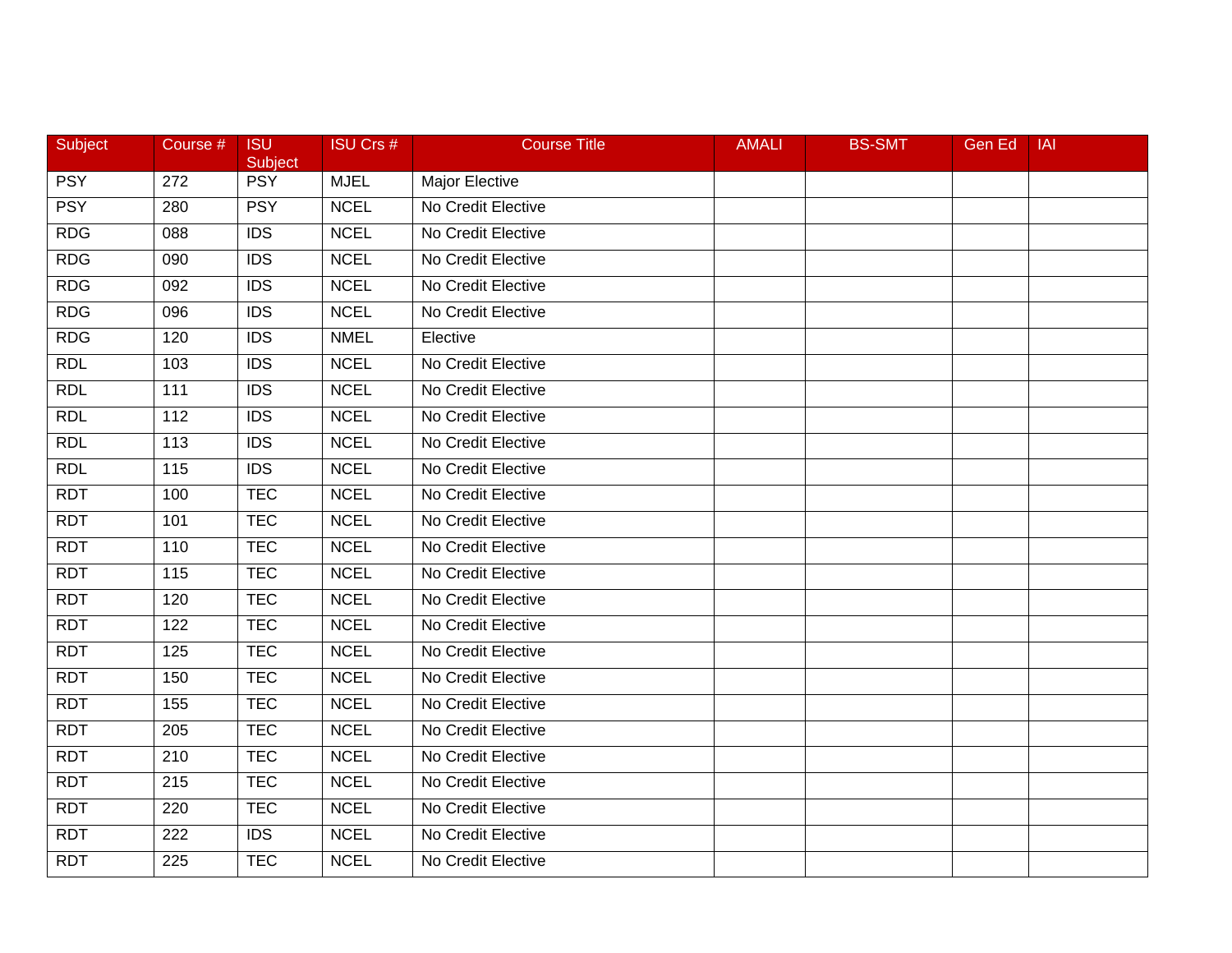| Subject | Course # | ISU Subject | ISU Crs # | Course Title | AMALI | BS-SMT | Gen Ed | IAI |
|---|---|---|---|---|---|---|---|---|
| PSY | 272 | PSY | MJEL | Major Elective | | | | |
| PSY | 280 | PSY | NCEL | No Credit Elective | | | | |
| RDG | 088 | IDS | NCEL | No Credit Elective | | | | |
| RDG | 090 | IDS | NCEL | No Credit Elective | | | | |
| RDG | 092 | IDS | NCEL | No Credit Elective | | | | |
| RDG | 096 | IDS | NCEL | No Credit Elective | | | | |
| RDG | 120 | IDS | NMEL | Elective | | | | |
| RDL | 103 | IDS | NCEL | No Credit Elective | | | | |
| RDL | 111 | IDS | NCEL | No Credit Elective | | | | |
| RDL | 112 | IDS | NCEL | No Credit Elective | | | | |
| RDL | 113 | IDS | NCEL | No Credit Elective | | | | |
| RDL | 115 | IDS | NCEL | No Credit Elective | | | | |
| RDT | 100 | TEC | NCEL | No Credit Elective | | | | |
| RDT | 101 | TEC | NCEL | No Credit Elective | | | | |
| RDT | 110 | TEC | NCEL | No Credit Elective | | | | |
| RDT | 115 | TEC | NCEL | No Credit Elective | | | | |
| RDT | 120 | TEC | NCEL | No Credit Elective | | | | |
| RDT | 122 | TEC | NCEL | No Credit Elective | | | | |
| RDT | 125 | TEC | NCEL | No Credit Elective | | | | |
| RDT | 150 | TEC | NCEL | No Credit Elective | | | | |
| RDT | 155 | TEC | NCEL | No Credit Elective | | | | |
| RDT | 205 | TEC | NCEL | No Credit Elective | | | | |
| RDT | 210 | TEC | NCEL | No Credit Elective | | | | |
| RDT | 215 | TEC | NCEL | No Credit Elective | | | | |
| RDT | 220 | TEC | NCEL | No Credit Elective | | | | |
| RDT | 222 | IDS | NCEL | No Credit Elective | | | | |
| RDT | 225 | TEC | NCEL | No Credit Elective | | | | |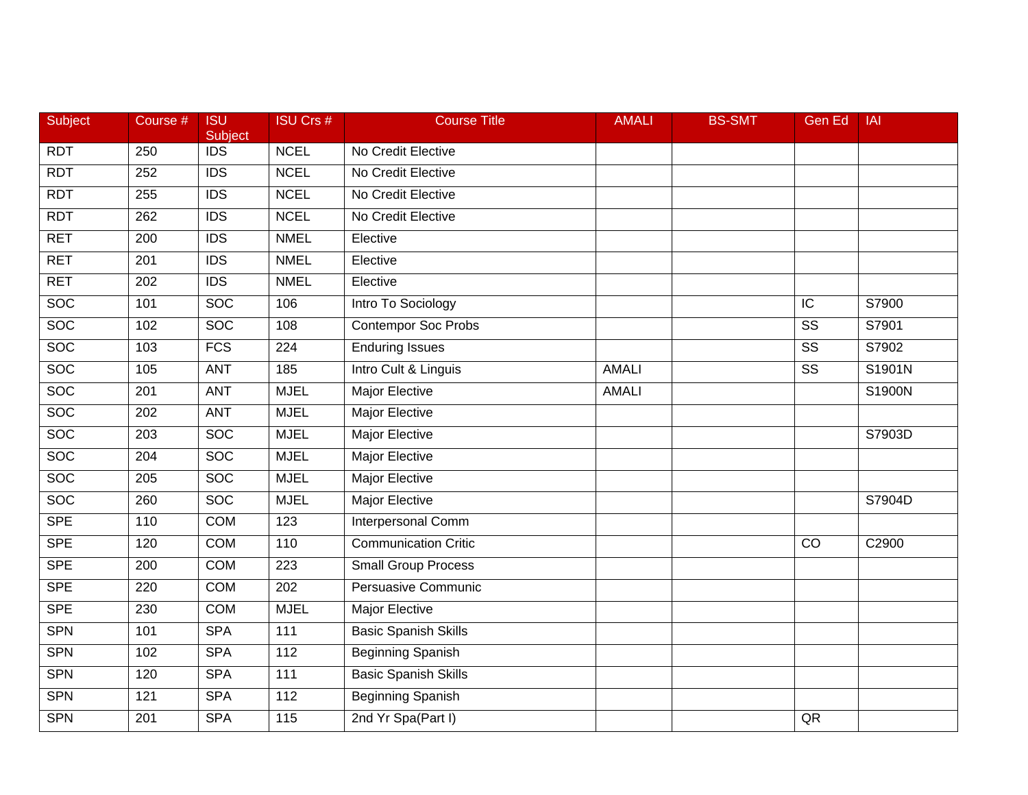| Subject | Course # | ISU Subject | ISU Crs # | Course Title | AMALI | BS-SMT | Gen Ed | IAI |
|---|---|---|---|---|---|---|---|---|
| RDT | 250 | IDS | NCEL | No Credit Elective | | | | |
| RDT | 252 | IDS | NCEL | No Credit Elective | | | | |
| RDT | 255 | IDS | NCEL | No Credit Elective | | | | |
| RDT | 262 | IDS | NCEL | No Credit Elective | | | | |
| RET | 200 | IDS | NMEL | Elective | | | | |
| RET | 201 | IDS | NMEL | Elective | | | | |
| RET | 202 | IDS | NMEL | Elective | | | | |
| SOC | 101 | SOC | 106 | Intro To Sociology | | | IC | S7900 |
| SOC | 102 | SOC | 108 | Contempor Soc Probs | | | SS | S7901 |
| SOC | 103 | FCS | 224 | Enduring Issues | | | SS | S7902 |
| SOC | 105 | ANT | 185 | Intro Cult & Linguis | AMALI | | SS | S1901N |
| SOC | 201 | ANT | MJEL | Major Elective | AMALI | | | S1900N |
| SOC | 202 | ANT | MJEL | Major Elective | | | | |
| SOC | 203 | SOC | MJEL | Major Elective | | | | S7903D |
| SOC | 204 | SOC | MJEL | Major Elective | | | | |
| SOC | 205 | SOC | MJEL | Major Elective | | | | |
| SOC | 260 | SOC | MJEL | Major Elective | | | | S7904D |
| SPE | 110 | COM | 123 | Interpersonal Comm | | | | |
| SPE | 120 | COM | 110 | Communication Critic | | | CO | C2900 |
| SPE | 200 | COM | 223 | Small Group Process | | | | |
| SPE | 220 | COM | 202 | Persuasive Communic | | | | |
| SPE | 230 | COM | MJEL | Major Elective | | | | |
| SPN | 101 | SPA | 111 | Basic Spanish Skills | | | | |
| SPN | 102 | SPA | 112 | Beginning Spanish | | | | |
| SPN | 120 | SPA | 111 | Basic Spanish Skills | | | | |
| SPN | 121 | SPA | 112 | Beginning Spanish | | | | |
| SPN | 201 | SPA | 115 | 2nd Yr Spa(Part I) | | | QR | |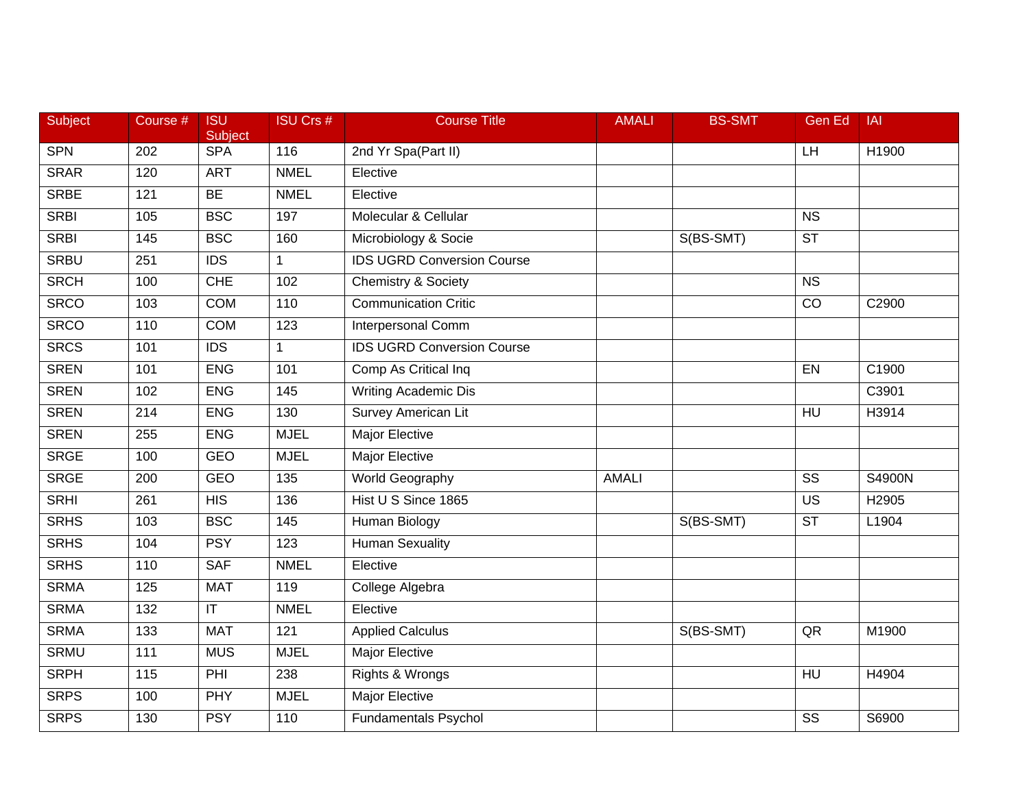| Subject | Course # | ISU Subject | ISU Crs # | Course Title | AMALI | BS-SMT | Gen Ed | IAI |
|---|---|---|---|---|---|---|---|---|
| SPN | 202 | SPA | 116 | 2nd Yr Spa(Part II) | | | LH | H1900 |
| SRAR | 120 | ART | NMEL | Elective | | | | |
| SRBE | 121 | BE | NMEL | Elective | | | | |
| SRBI | 105 | BSC | 197 | Molecular & Cellular | | | NS | |
| SRBI | 145 | BSC | 160 | Microbiology & Socie | | S(BS-SMT) | ST | |
| SRBU | 251 | IDS | 1 | IDS UGRD Conversion Course | | | | |
| SRCH | 100 | CHE | 102 | Chemistry & Society | | | NS | |
| SRCO | 103 | COM | 110 | Communication Critic | | | CO | C2900 |
| SRCO | 110 | COM | 123 | Interpersonal Comm | | | | |
| SRCS | 101 | IDS | 1 | IDS UGRD Conversion Course | | | | |
| SREN | 101 | ENG | 101 | Comp As Critical Inq | | | EN | C1900 |
| SREN | 102 | ENG | 145 | Writing Academic Dis | | | | C3901 |
| SREN | 214 | ENG | 130 | Survey American Lit | | | HU | H3914 |
| SREN | 255 | ENG | MJEL | Major Elective | | | | |
| SRGE | 100 | GEO | MJEL | Major Elective | | | | |
| SRGE | 200 | GEO | 135 | World Geography | AMALI | | SS | S4900N |
| SRHI | 261 | HIS | 136 | Hist U S Since 1865 | | | US | H2905 |
| SRHS | 103 | BSC | 145 | Human Biology | | S(BS-SMT) | ST | L1904 |
| SRHS | 104 | PSY | 123 | Human Sexuality | | | | |
| SRHS | 110 | SAF | NMEL | Elective | | | | |
| SRMA | 125 | MAT | 119 | College Algebra | | | | |
| SRMA | 132 | IT | NMEL | Elective | | | | |
| SRMA | 133 | MAT | 121 | Applied Calculus | | S(BS-SMT) | QR | M1900 |
| SRMU | 111 | MUS | MJEL | Major Elective | | | | |
| SRPH | 115 | PHI | 238 | Rights & Wrongs | | | HU | H4904 |
| SRPS | 100 | PHY | MJEL | Major Elective | | | | |
| SRPS | 130 | PSY | 110 | Fundamentals Psychol | | | SS | S6900 |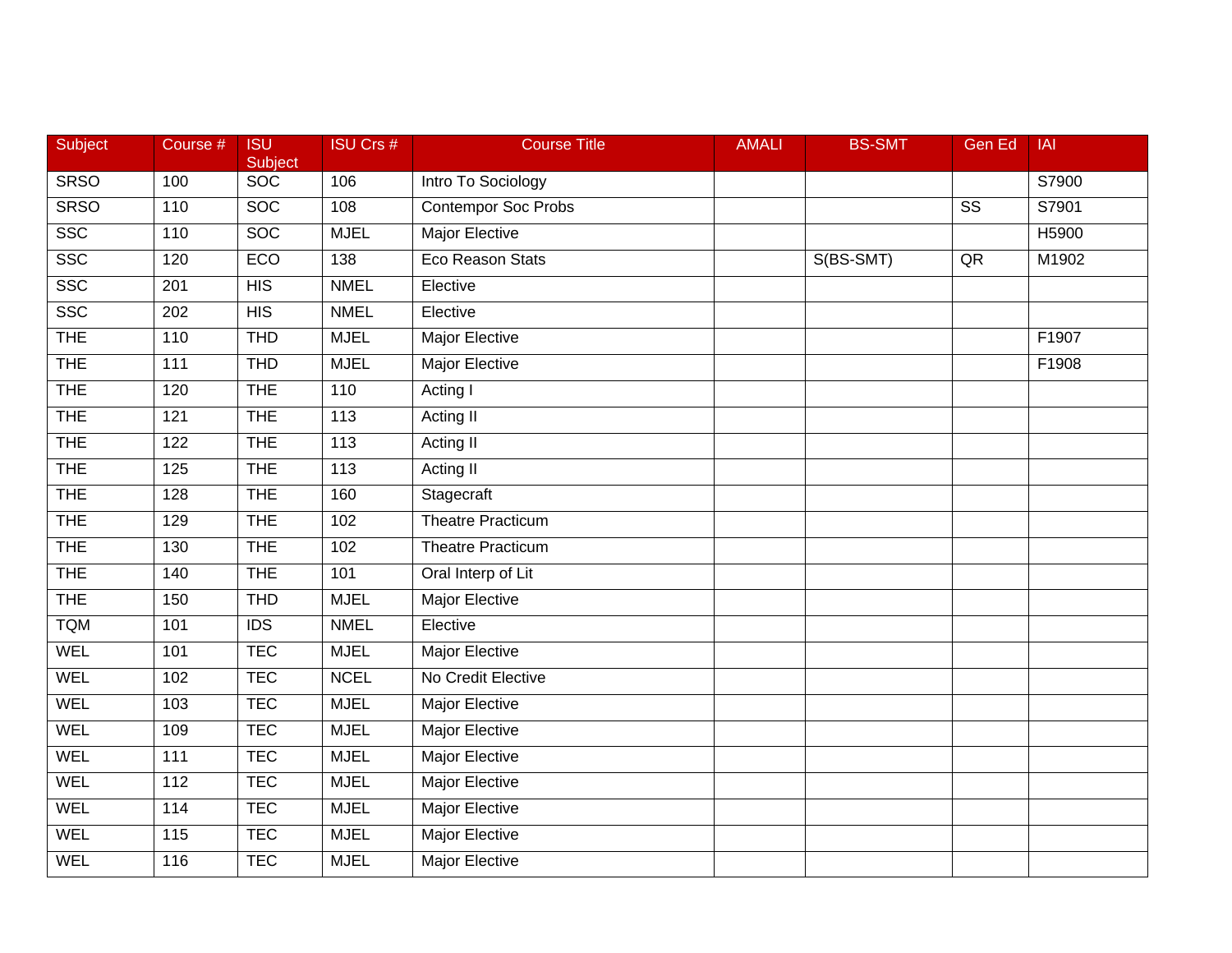| Subject | Course # | ISU Subject | ISU Crs # | Course Title | AMALI | BS-SMT | Gen Ed | IAI |
|---|---|---|---|---|---|---|---|---|
| SRSO | 100 | SOC | 106 | Intro To Sociology | | | | S7900 |
| SRSO | 110 | SOC | 108 | Contempor Soc Probs | | | SS | S7901 |
| SSC | 110 | SOC | MJEL | Major Elective | | | | H5900 |
| SSC | 120 | ECO | 138 | Eco Reason Stats | | S(BS-SMT) | QR | M1902 |
| SSC | 201 | HIS | NMEL | Elective | | | | |
| SSC | 202 | HIS | NMEL | Elective | | | | |
| THE | 110 | THD | MJEL | Major Elective | | | | F1907 |
| THE | 111 | THD | MJEL | Major Elective | | | | F1908 |
| THE | 120 | THE | 110 | Acting I | | | | |
| THE | 121 | THE | 113 | Acting II | | | | |
| THE | 122 | THE | 113 | Acting II | | | | |
| THE | 125 | THE | 113 | Acting II | | | | |
| THE | 128 | THE | 160 | Stagecraft | | | | |
| THE | 129 | THE | 102 | Theatre Practicum | | | | |
| THE | 130 | THE | 102 | Theatre Practicum | | | | |
| THE | 140 | THE | 101 | Oral Interp of Lit | | | | |
| THE | 150 | THD | MJEL | Major Elective | | | | |
| TQM | 101 | IDS | NMEL | Elective | | | | |
| WEL | 101 | TEC | MJEL | Major Elective | | | | |
| WEL | 102 | TEC | NCEL | No Credit Elective | | | | |
| WEL | 103 | TEC | MJEL | Major Elective | | | | |
| WEL | 109 | TEC | MJEL | Major Elective | | | | |
| WEL | 111 | TEC | MJEL | Major Elective | | | | |
| WEL | 112 | TEC | MJEL | Major Elective | | | | |
| WEL | 114 | TEC | MJEL | Major Elective | | | | |
| WEL | 115 | TEC | MJEL | Major Elective | | | | |
| WEL | 116 | TEC | MJEL | Major Elective | | | | |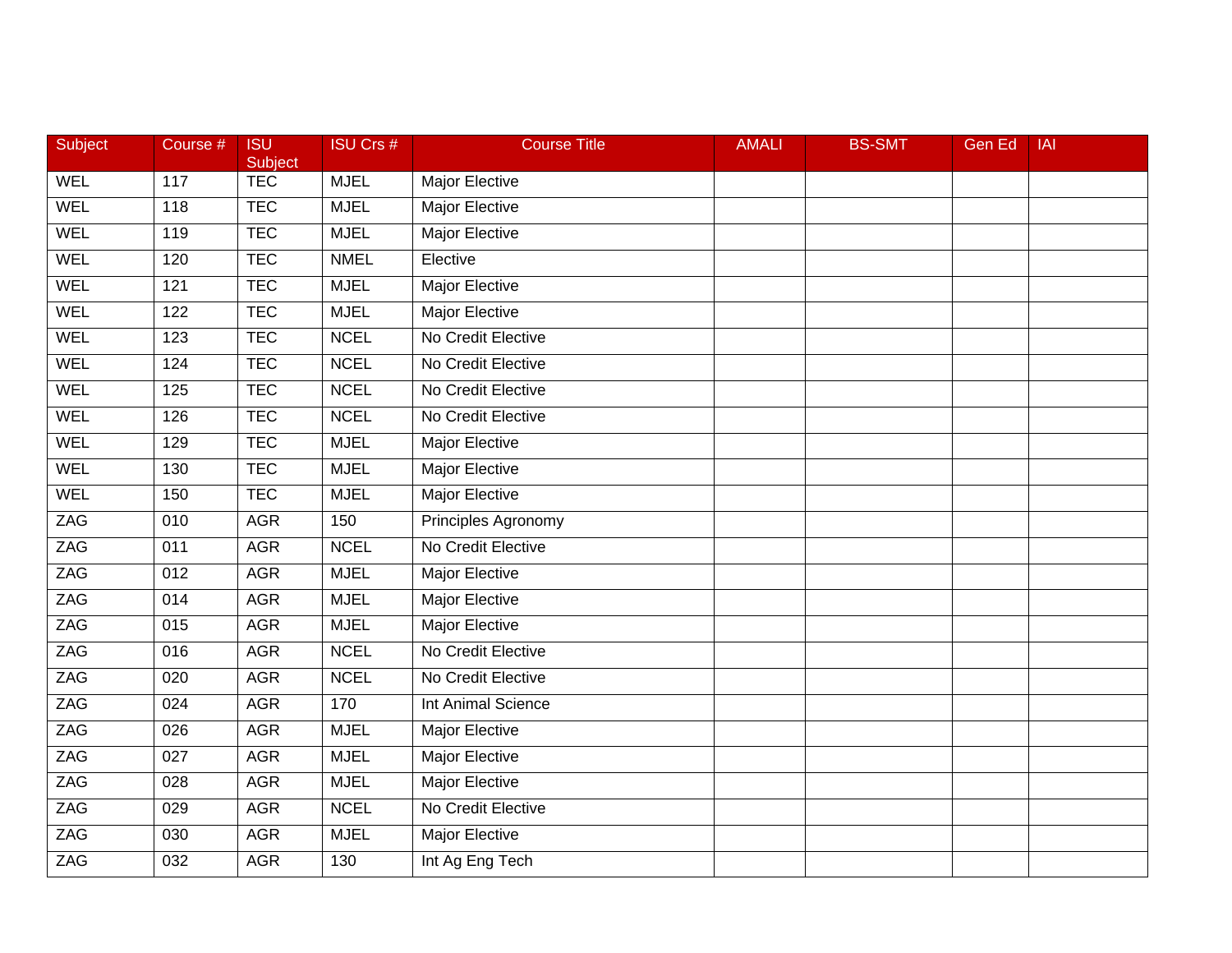| Subject | Course # | ISU Subject | ISU Crs # | Course Title | AMALI | BS-SMT | Gen Ed | IAI |
|---|---|---|---|---|---|---|---|---|
| WEL | 117 | TEC | MJEL | Major Elective | | | | |
| WEL | 118 | TEC | MJEL | Major Elective | | | | |
| WEL | 119 | TEC | MJEL | Major Elective | | | | |
| WEL | 120 | TEC | NMEL | Elective | | | | |
| WEL | 121 | TEC | MJEL | Major Elective | | | | |
| WEL | 122 | TEC | MJEL | Major Elective | | | | |
| WEL | 123 | TEC | NCEL | No Credit Elective | | | | |
| WEL | 124 | TEC | NCEL | No Credit Elective | | | | |
| WEL | 125 | TEC | NCEL | No Credit Elective | | | | |
| WEL | 126 | TEC | NCEL | No Credit Elective | | | | |
| WEL | 129 | TEC | MJEL | Major Elective | | | | |
| WEL | 130 | TEC | MJEL | Major Elective | | | | |
| WEL | 150 | TEC | MJEL | Major Elective | | | | |
| ZAG | 010 | AGR | 150 | Principles Agronomy | | | | |
| ZAG | 011 | AGR | NCEL | No Credit Elective | | | | |
| ZAG | 012 | AGR | MJEL | Major Elective | | | | |
| ZAG | 014 | AGR | MJEL | Major Elective | | | | |
| ZAG | 015 | AGR | MJEL | Major Elective | | | | |
| ZAG | 016 | AGR | NCEL | No Credit Elective | | | | |
| ZAG | 020 | AGR | NCEL | No Credit Elective | | | | |
| ZAG | 024 | AGR | 170 | Int Animal Science | | | | |
| ZAG | 026 | AGR | MJEL | Major Elective | | | | |
| ZAG | 027 | AGR | MJEL | Major Elective | | | | |
| ZAG | 028 | AGR | MJEL | Major Elective | | | | |
| ZAG | 029 | AGR | NCEL | No Credit Elective | | | | |
| ZAG | 030 | AGR | MJEL | Major Elective | | | | |
| ZAG | 032 | AGR | 130 | Int Ag Eng Tech | | | | |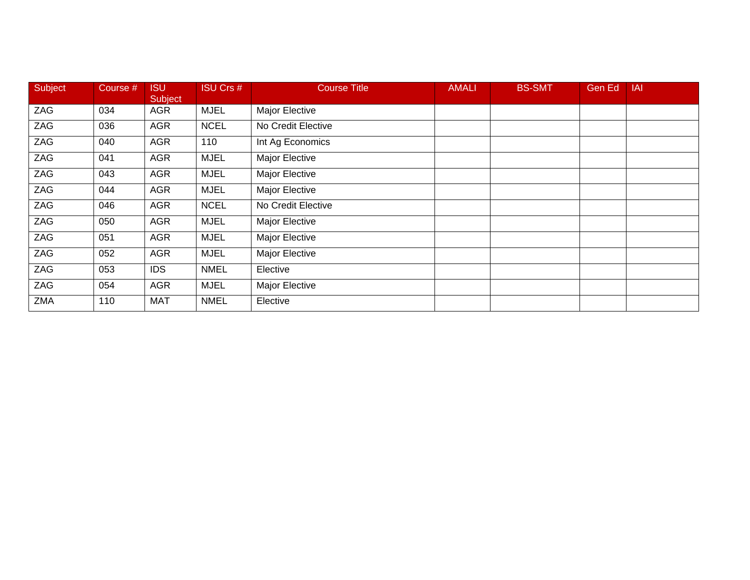| Subject | Course # | ISU Subject | ISU Crs # | Course Title | AMALI | BS-SMT | Gen Ed | IAI |
|---|---|---|---|---|---|---|---|---|
| ZAG | 034 | AGR | MJEL | Major Elective | | | | |
| ZAG | 036 | AGR | NCEL | No Credit Elective | | | | |
| ZAG | 040 | AGR | 110 | Int Ag Economics | | | | |
| ZAG | 041 | AGR | MJEL | Major Elective | | | | |
| ZAG | 043 | AGR | MJEL | Major Elective | | | | |
| ZAG | 044 | AGR | MJEL | Major Elective | | | | |
| ZAG | 046 | AGR | NCEL | No Credit Elective | | | | |
| ZAG | 050 | AGR | MJEL | Major Elective | | | | |
| ZAG | 051 | AGR | MJEL | Major Elective | | | | |
| ZAG | 052 | AGR | MJEL | Major Elective | | | | |
| ZAG | 053 | IDS | NMEL | Elective | | | | |
| ZAG | 054 | AGR | MJEL | Major Elective | | | | |
| ZMA | 110 | MAT | NMEL | Elective | | | | |